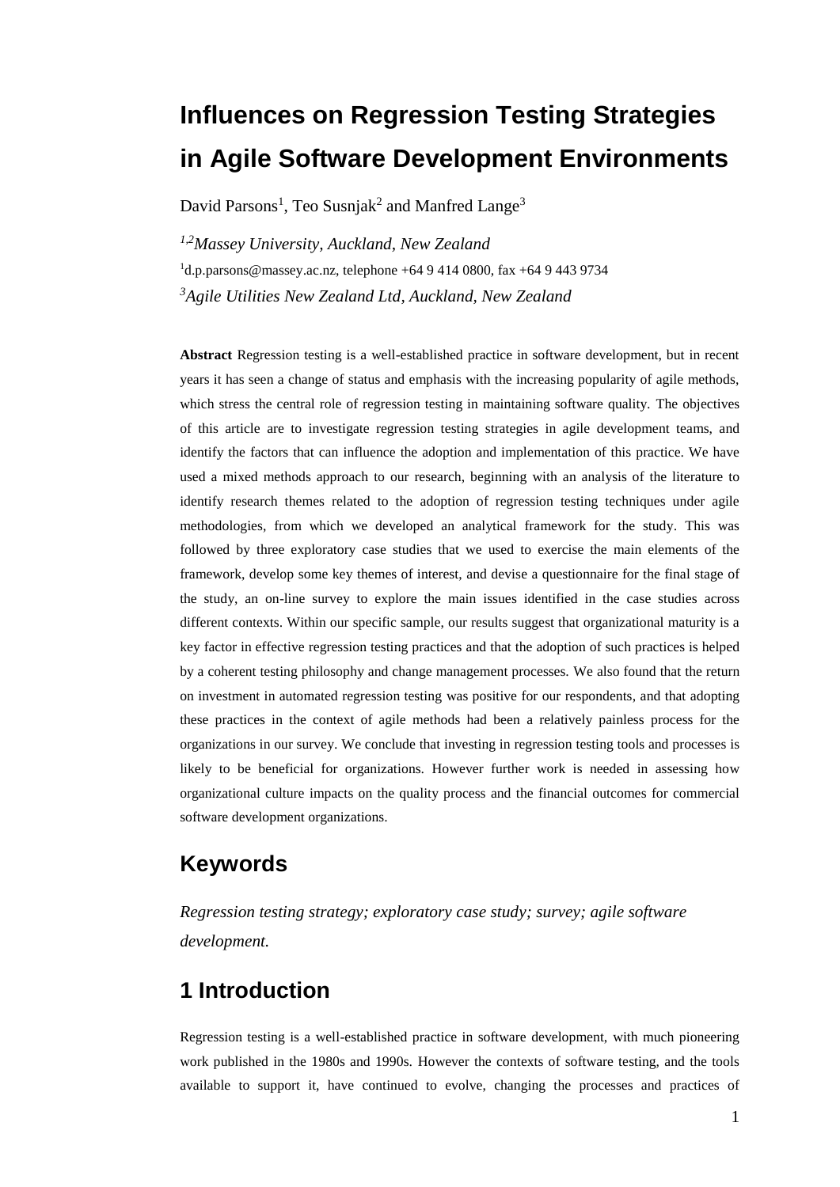# Influences on Regression Testing Strategies in Agile Software Development Environments

David Parsons[1], Teo Susnjak[2] and Manfred Lange[3]

*[1,2]Massey University, Auckland, New Zealand*

[1]d.p.parsons@massey.ac.nz, telephone +64 9 414 0800, fax +64 9 443 9734

*[3]Agile Utilities New Zealand Ltd, Auckland, New Zealand*

**Abstract** Regression testing is a well-established practice in software development, but in recent years it has seen a change of status and emphasis with the increasing popularity of agile methods, which stress the central role of regression testing in maintaining software quality. The objectives of this article are to investigate regression testing strategies in agile development teams, and identify the factors that can influence the adoption and implementation of this practice. We have used a mixed methods approach to our research, beginning with an analysis of the literature to identify research themes related to the adoption of regression testing techniques under agile methodologies, from which we developed an analytical framework for the study. This was followed by three exploratory case studies that we used to exercise the main elements of the framework, develop some key themes of interest, and devise a questionnaire for the final stage of the study, an on-line survey to explore the main issues identified in the case studies across different contexts. Within our specific sample, our results suggest that organizational maturity is a key factor in effective regression testing practices and that the adoption of such practices is helped by a coherent testing philosophy and change management processes. We also found that the return on investment in automated regression testing was positive for our respondents, and that adopting these practices in the context of agile methods had been a relatively painless process for the organizations in our survey. We conclude that investing in regression testing tools and processes is likely to be beneficial for organizations. However further work is needed in assessing how organizational culture impacts on the quality process and the financial outcomes for commercial software development organizations.

## Keywords

*Regression testing strategy; exploratory case study; survey; agile software development.*

## 1 Introduction

Regression testing is a well-established practice in software development, with much pioneering work published in the 1980s and 1990s. However the contexts of software testing, and the tools available to support it, have continued to evolve, changing the processes and practices of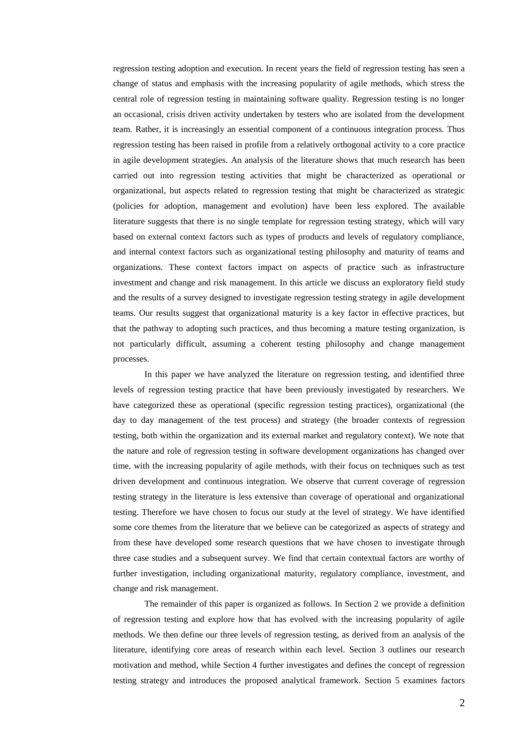regression testing adoption and execution. In recent years the field of regression testing has seen a change of status and emphasis with the increasing popularity of agile methods, which stress the central role of regression testing in maintaining software quality. Regression testing is no longer an occasional, crisis driven activity undertaken by testers who are isolated from the development team. Rather, it is increasingly an essential component of a continuous integration process. Thus regression testing has been raised in profile from a relatively orthogonal activity to a core practice in agile development strategies. An analysis of the literature shows that much research has been carried out into regression testing activities that might be characterized as operational or organizational, but aspects related to regression testing that might be characterized as strategic (policies for adoption, management and evolution) have been less explored. The available literature suggests that there is no single template for regression testing strategy, which will vary based on external context factors such as types of products and levels of regulatory compliance, and internal context factors such as organizational testing philosophy and maturity of teams and organizations. These context factors impact on aspects of practice such as infrastructure investment and change and risk management. In this article we discuss an exploratory field study and the results of a survey designed to investigate regression testing strategy in agile development teams. Our results suggest that organizational maturity is a key factor in effective practices, but that the pathway to adopting such practices, and thus becoming a mature testing organization, is not particularly difficult, assuming a coherent testing philosophy and change management processes.

In this paper we have analyzed the literature on regression testing, and identified three levels of regression testing practice that have been previously investigated by researchers. We have categorized these as operational (specific regression testing practices), organizational (the day to day management of the test process) and strategy (the broader contexts of regression testing, both within the organization and its external market and regulatory context). We note that the nature and role of regression testing in software development organizations has changed over time, with the increasing popularity of agile methods, with their focus on techniques such as test driven development and continuous integration. We observe that current coverage of regression testing strategy in the literature is less extensive than coverage of operational and organizational testing. Therefore we have chosen to focus our study at the level of strategy. We have identified some core themes from the literature that we believe can be categorized as aspects of strategy and from these have developed some research questions that we have chosen to investigate through three case studies and a subsequent survey. We find that certain contextual factors are worthy of further investigation, including organizational maturity, regulatory compliance, investment, and change and risk management.

The remainder of this paper is organized as follows. In Section 2 we provide a definition of regression testing and explore how that has evolved with the increasing popularity of agile methods. We then define our three levels of regression testing, as derived from an analysis of the literature, identifying core areas of research within each level. Section 3 outlines our research motivation and method, while Section 4 further investigates and defines the concept of regression testing strategy and introduces the proposed analytical framework. Section 5 examines factors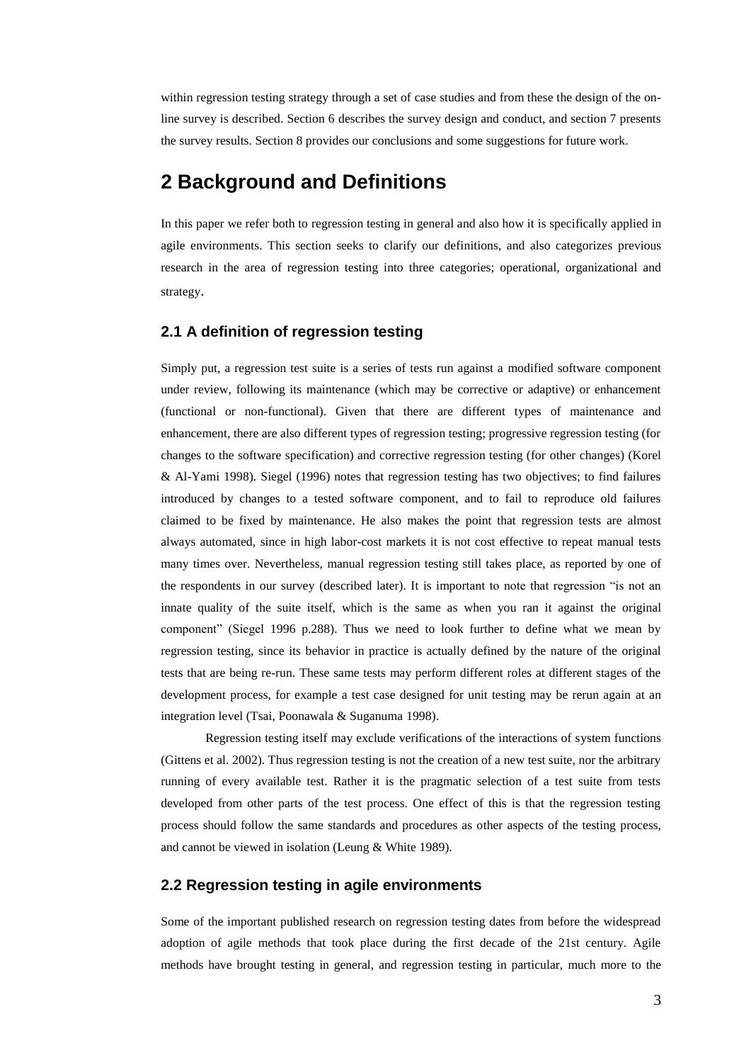within regression testing strategy through a set of case studies and from these the design of the on-line survey is described. Section 6 describes the survey design and conduct, and section 7 presents the survey results. Section 8 provides our conclusions and some suggestions for future work.

# 2 Background and Definitions

In this paper we refer both to regression testing in general and also how it is specifically applied in agile environments. This section seeks to clarify our definitions, and also categorizes previous research in the area of regression testing into three categories; operational, organizational and strategy.

## 2.1 A definition of regression testing

Simply put, a regression test suite is a series of tests run against a modified software component under review, following its maintenance (which may be corrective or adaptive) or enhancement (functional or non-functional). Given that there are different types of maintenance and enhancement, there are also different types of regression testing; progressive regression testing (for changes to the software specification) and corrective regression testing (for other changes) (Korel & Al-Yami 1998). Siegel (1996) notes that regression testing has two objectives; to find failures introduced by changes to a tested software component, and to fail to reproduce old failures claimed to be fixed by maintenance. He also makes the point that regression tests are almost always automated, since in high labor-cost markets it is not cost effective to repeat manual tests many times over. Nevertheless, manual regression testing still takes place, as reported by one of the respondents in our survey (described later). It is important to note that regression "is not an innate quality of the suite itself, which is the same as when you ran it against the original component" (Siegel 1996 p.288). Thus we need to look further to define what we mean by regression testing, since its behavior in practice is actually defined by the nature of the original tests that are being re-run. These same tests may perform different roles at different stages of the development process, for example a test case designed for unit testing may be rerun again at an integration level (Tsai, Poonawala & Suganuma 1998).

Regression testing itself may exclude verifications of the interactions of system functions (Gittens et al. 2002). Thus regression testing is not the creation of a new test suite, nor the arbitrary running of every available test. Rather it is the pragmatic selection of a test suite from tests developed from other parts of the test process. One effect of this is that the regression testing process should follow the same standards and procedures as other aspects of the testing process, and cannot be viewed in isolation (Leung & White 1989).

## 2.2 Regression testing in agile environments

Some of the important published research on regression testing dates from before the widespread adoption of agile methods that took place during the first decade of the 21st century. Agile methods have brought testing in general, and regression testing in particular, much more to the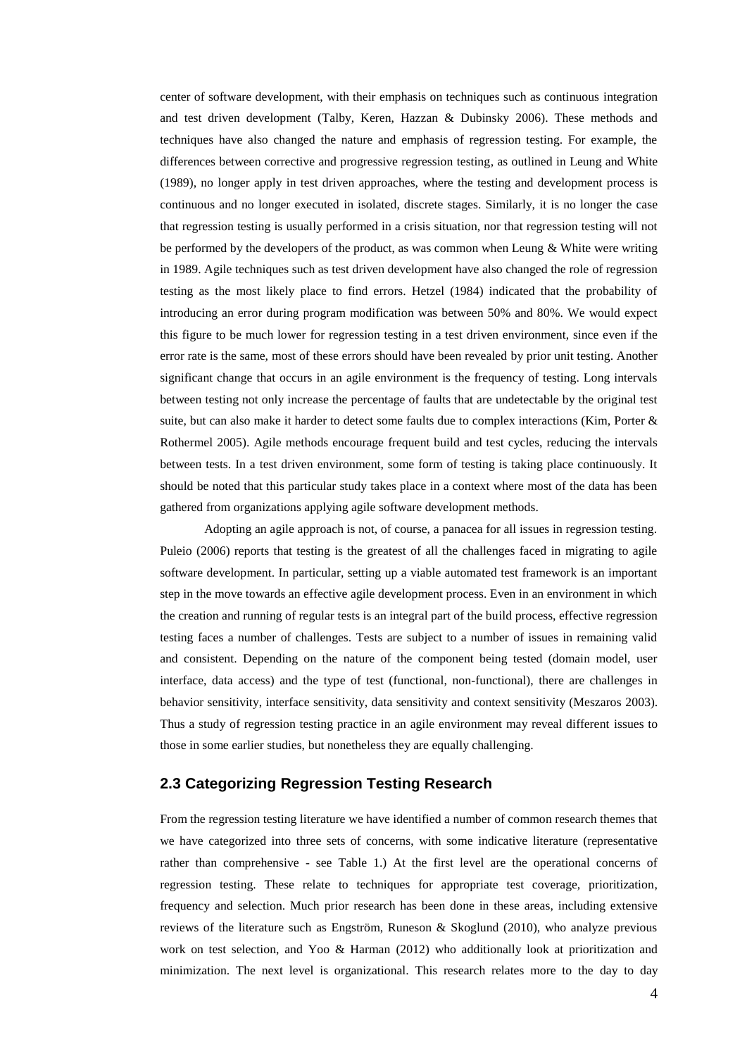center of software development, with their emphasis on techniques such as continuous integration and test driven development (Talby, Keren, Hazzan & Dubinsky 2006). These methods and techniques have also changed the nature and emphasis of regression testing. For example, the differences between corrective and progressive regression testing, as outlined in Leung and White (1989), no longer apply in test driven approaches, where the testing and development process is continuous and no longer executed in isolated, discrete stages. Similarly, it is no longer the case that regression testing is usually performed in a crisis situation, nor that regression testing will not be performed by the developers of the product, as was common when Leung & White were writing in 1989. Agile techniques such as test driven development have also changed the role of regression testing as the most likely place to find errors. Hetzel (1984) indicated that the probability of introducing an error during program modification was between 50% and 80%. We would expect this figure to be much lower for regression testing in a test driven environment, since even if the error rate is the same, most of these errors should have been revealed by prior unit testing. Another significant change that occurs in an agile environment is the frequency of testing. Long intervals between testing not only increase the percentage of faults that are undetectable by the original test suite, but can also make it harder to detect some faults due to complex interactions (Kim, Porter & Rothermel 2005). Agile methods encourage frequent build and test cycles, reducing the intervals between tests. In a test driven environment, some form of testing is taking place continuously. It should be noted that this particular study takes place in a context where most of the data has been gathered from organizations applying agile software development methods.

Adopting an agile approach is not, of course, a panacea for all issues in regression testing. Puleio (2006) reports that testing is the greatest of all the challenges faced in migrating to agile software development. In particular, setting up a viable automated test framework is an important step in the move towards an effective agile development process. Even in an environment in which the creation and running of regular tests is an integral part of the build process, effective regression testing faces a number of challenges. Tests are subject to a number of issues in remaining valid and consistent. Depending on the nature of the component being tested (domain model, user interface, data access) and the type of test (functional, non-functional), there are challenges in behavior sensitivity, interface sensitivity, data sensitivity and context sensitivity (Meszaros 2003). Thus a study of regression testing practice in an agile environment may reveal different issues to those in some earlier studies, but nonetheless they are equally challenging.

## 2.3 Categorizing Regression Testing Research

From the regression testing literature we have identified a number of common research themes that we have categorized into three sets of concerns, with some indicative literature (representative rather than comprehensive - see Table 1.) At the first level are the operational concerns of regression testing. These relate to techniques for appropriate test coverage, prioritization, frequency and selection. Much prior research has been done in these areas, including extensive reviews of the literature such as Engström, Runeson & Skoglund (2010), who analyze previous work on test selection, and Yoo & Harman (2012) who additionally look at prioritization and minimization. The next level is organizational. This research relates more to the day to day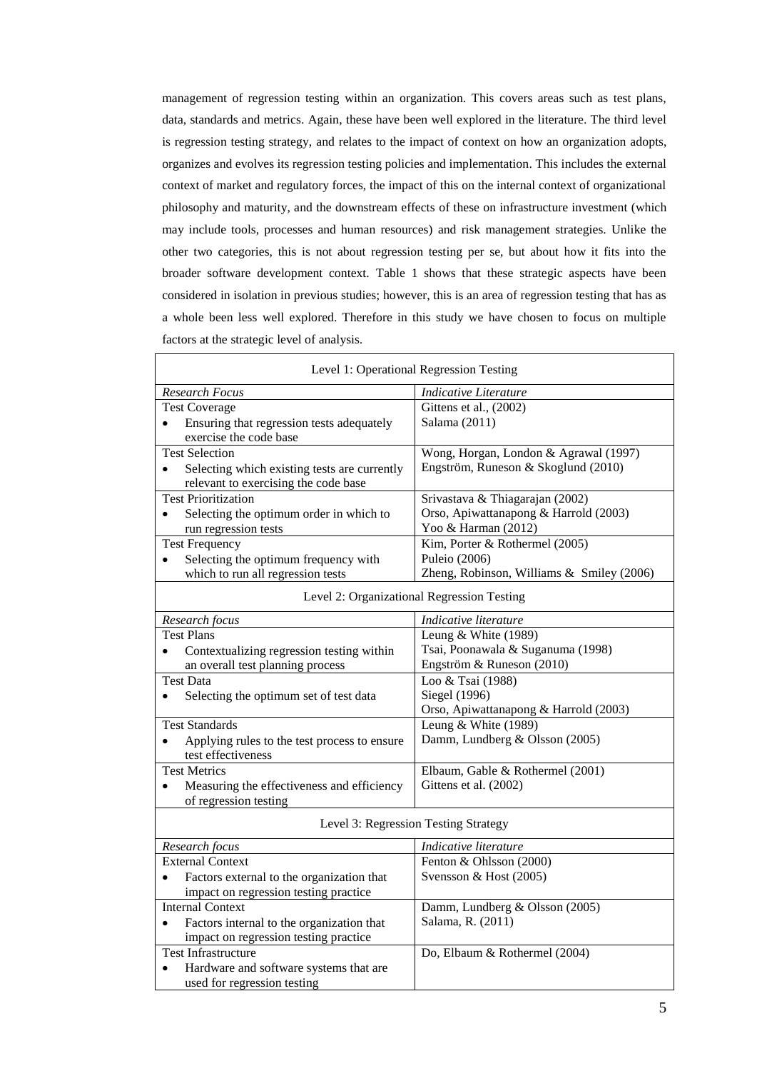management of regression testing within an organization. This covers areas such as test plans, data, standards and metrics. Again, these have been well explored in the literature. The third level is regression testing strategy, and relates to the impact of context on how an organization adopts, organizes and evolves its regression testing policies and implementation. This includes the external context of market and regulatory forces, the impact of this on the internal context of organizational philosophy and maturity, and the downstream effects of these on infrastructure investment (which may include tools, processes and human resources) and risk management strategies. Unlike the other two categories, this is not about regression testing per se, but about how it fits into the broader software development context. Table 1 shows that these strategic aspects have been considered in isolation in previous studies; however, this is an area of regression testing that has as a whole been less well explored. Therefore in this study we have chosen to focus on multiple factors at the strategic level of analysis.

| Level 1: Operational Regression Testing | |
|---|---|
| *Research Focus* | *Indicative Literature* |
| Test Coverage<br>• Ensuring that regression tests adequately exercise the code base | Gittens et al., (2002)<br>Salama (2011) |
| Test Selection<br>• Selecting which existing tests are currently relevant to exercising the code base | Wong, Horgan, London & Agrawal (1997)<br>Engström, Runeson & Skoglund (2010) |
| Test Prioritization<br>• Selecting the optimum order in which to run regression tests | Srivastava & Thiagarajan (2002)<br>Orso, Apiwattanapong & Harrold (2003)<br>Yoo & Harman (2012) |
| Test Frequency<br>• Selecting the optimum frequency with which to run all regression tests | Kim, Porter & Rothermel (2005)<br>Puleio (2006)<br>Zheng, Robinson, Williams & Smiley (2006) |
| **Level 2: Organizational Regression Testing** | |
| *Research focus* | *Indicative literature* |
| Test Plans<br>• Contextualizing regression testing within an overall test planning process | Leung & White (1989)<br>Tsai, Poonawala & Suganuma (1998)<br>Engström & Runeson (2010) |
| Test Data<br>• Selecting the optimum set of test data | Loo & Tsai (1988)<br>Siegel (1996)<br>Orso, Apiwattanapong & Harrold (2003) |
| Test Standards<br>• Applying rules to the test process to ensure test effectiveness | Leung & White (1989)<br>Damm, Lundberg & Olsson (2005) |
| Test Metrics<br>• Measuring the effectiveness and efficiency of regression testing | Elbaum, Gable & Rothermel (2001)<br>Gittens et al. (2002) |
| **Level 3: Regression Testing Strategy** | |
| *Research focus* | *Indicative literature* |
| External Context<br>• Factors external to the organization that impact on regression testing practice | Fenton & Ohlsson (2000)<br>Svensson & Host (2005) |
| Internal Context<br>• Factors internal to the organization that impact on regression testing practice | Damm, Lundberg & Olsson (2005)<br>Salama, R. (2011) |
| Test Infrastructure<br>• Hardware and software systems that are used for regression testing | Do, Elbaum & Rothermel (2004) |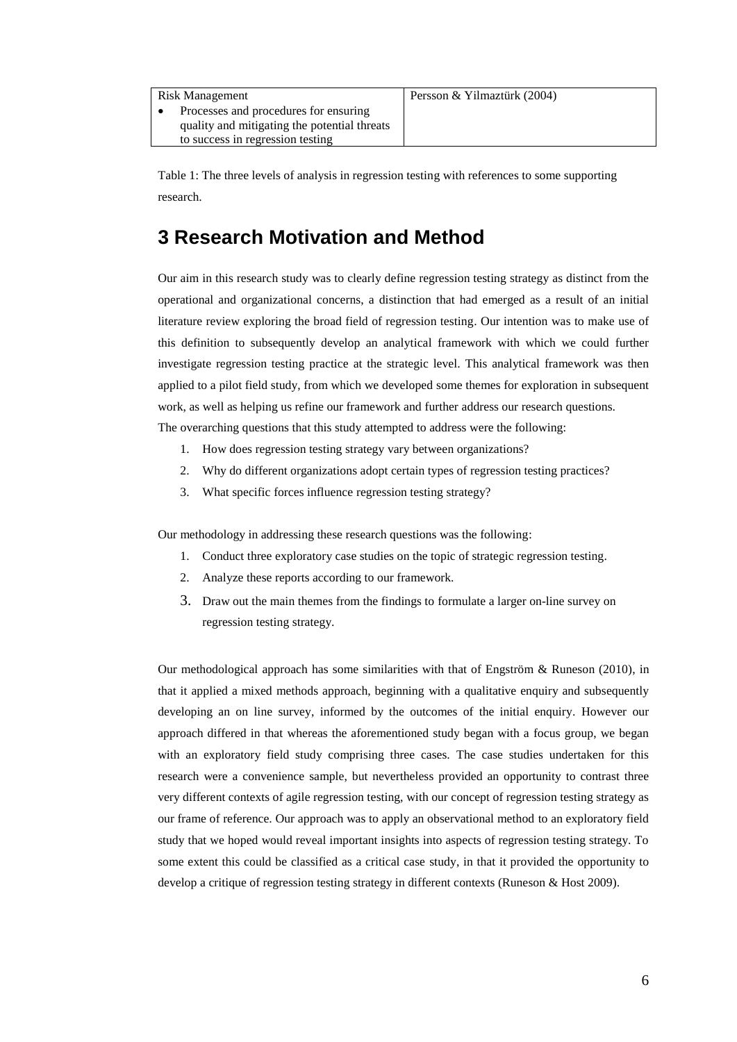| Risk Management<br>• Processes and procedures for ensuring quality and mitigating the potential threats to success in regression testing | Persson & Yilmaztürk (2004) |
|---|---|

Table 1: The three levels of analysis in regression testing with references to some supporting research.

# 3 Research Motivation and Method

Our aim in this research study was to clearly define regression testing strategy as distinct from the operational and organizational concerns, a distinction that had emerged as a result of an initial literature review exploring the broad field of regression testing. Our intention was to make use of this definition to subsequently develop an analytical framework with which we could further investigate regression testing practice at the strategic level. This analytical framework was then applied to a pilot field study, from which we developed some themes for exploration in subsequent work, as well as helping us refine our framework and further address our research questions. The overarching questions that this study attempted to address were the following:

1. How does regression testing strategy vary between organizations?
2. Why do different organizations adopt certain types of regression testing practices?
3. What specific forces influence regression testing strategy?

Our methodology in addressing these research questions was the following:

1. Conduct three exploratory case studies on the topic of strategic regression testing.
2. Analyze these reports according to our framework.
3. Draw out the main themes from the findings to formulate a larger on-line survey on regression testing strategy.

Our methodological approach has some similarities with that of Engström & Runeson (2010), in that it applied a mixed methods approach, beginning with a qualitative enquiry and subsequently developing an on line survey, informed by the outcomes of the initial enquiry. However our approach differed in that whereas the aforementioned study began with a focus group, we began with an exploratory field study comprising three cases. The case studies undertaken for this research were a convenience sample, but nevertheless provided an opportunity to contrast three very different contexts of agile regression testing, with our concept of regression testing strategy as our frame of reference. Our approach was to apply an observational method to an exploratory field study that we hoped would reveal important insights into aspects of regression testing strategy. To some extent this could be classified as a critical case study, in that it provided the opportunity to develop a critique of regression testing strategy in different contexts (Runeson & Host 2009).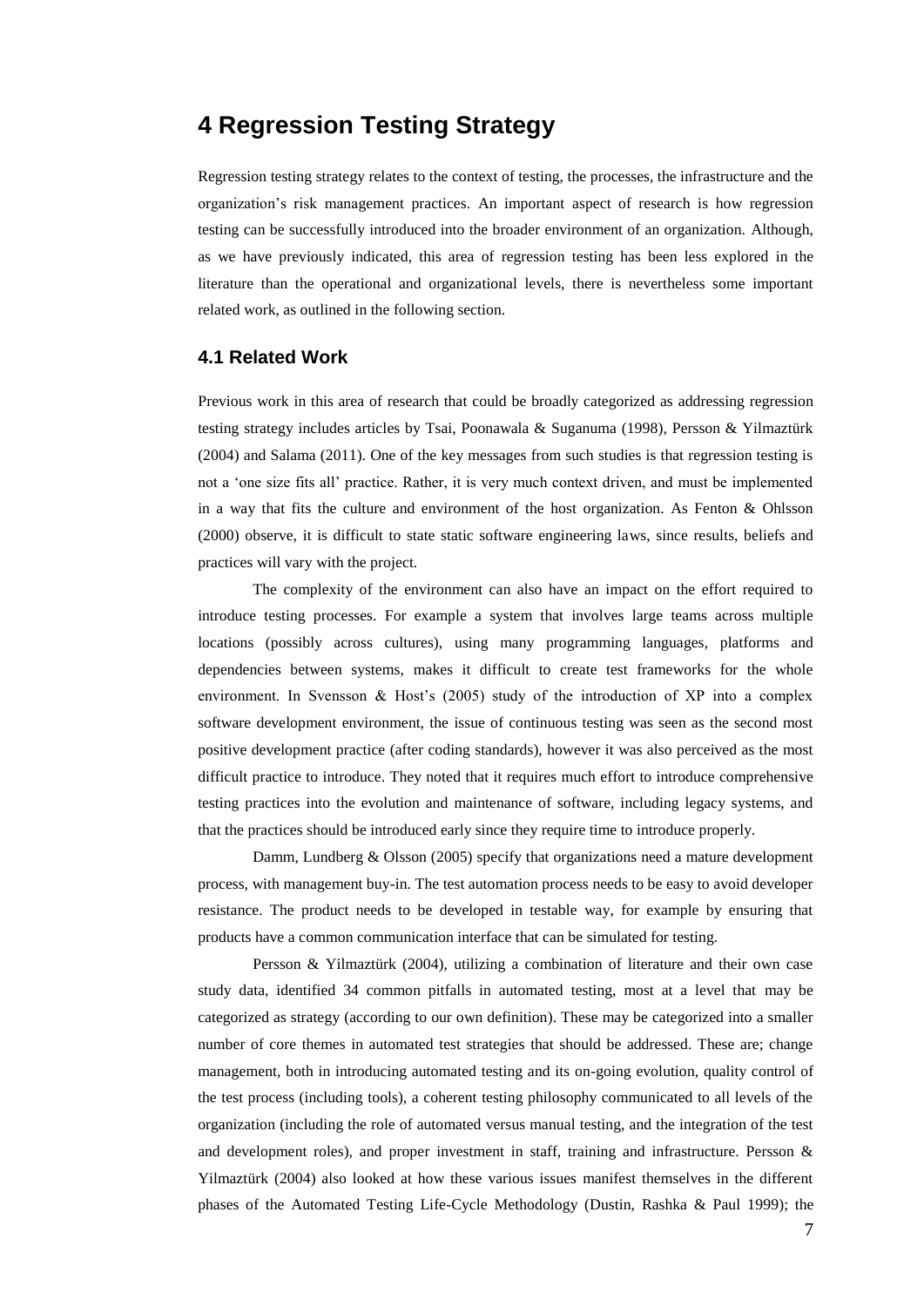# 4 Regression Testing Strategy

Regression testing strategy relates to the context of testing, the processes, the infrastructure and the organization's risk management practices. An important aspect of research is how regression testing can be successfully introduced into the broader environment of an organization. Although, as we have previously indicated, this area of regression testing has been less explored in the literature than the operational and organizational levels, there is nevertheless some important related work, as outlined in the following section.

## 4.1 Related Work

Previous work in this area of research that could be broadly categorized as addressing regression testing strategy includes articles by Tsai, Poonawala & Suganuma (1998), Persson & Yilmaztürk (2004) and Salama (2011). One of the key messages from such studies is that regression testing is not a 'one size fits all' practice. Rather, it is very much context driven, and must be implemented in a way that fits the culture and environment of the host organization. As Fenton & Ohlsson (2000) observe, it is difficult to state static software engineering laws, since results, beliefs and practices will vary with the project.

The complexity of the environment can also have an impact on the effort required to introduce testing processes. For example a system that involves large teams across multiple locations (possibly across cultures), using many programming languages, platforms and dependencies between systems, makes it difficult to create test frameworks for the whole environment. In Svensson & Host's (2005) study of the introduction of XP into a complex software development environment, the issue of continuous testing was seen as the second most positive development practice (after coding standards), however it was also perceived as the most difficult practice to introduce. They noted that it requires much effort to introduce comprehensive testing practices into the evolution and maintenance of software, including legacy systems, and that the practices should be introduced early since they require time to introduce properly.

Damm, Lundberg & Olsson (2005) specify that organizations need a mature development process, with management buy-in. The test automation process needs to be easy to avoid developer resistance. The product needs to be developed in testable way, for example by ensuring that products have a common communication interface that can be simulated for testing.

Persson & Yilmaztürk (2004), utilizing a combination of literature and their own case study data, identified 34 common pitfalls in automated testing, most at a level that may be categorized as strategy (according to our own definition). These may be categorized into a smaller number of core themes in automated test strategies that should be addressed. These are; change management, both in introducing automated testing and its on-going evolution, quality control of the test process (including tools), a coherent testing philosophy communicated to all levels of the organization (including the role of automated versus manual testing, and the integration of the test and development roles), and proper investment in staff, training and infrastructure. Persson & Yilmaztürk (2004) also looked at how these various issues manifest themselves in the different phases of the Automated Testing Life-Cycle Methodology (Dustin, Rashka & Paul 1999); the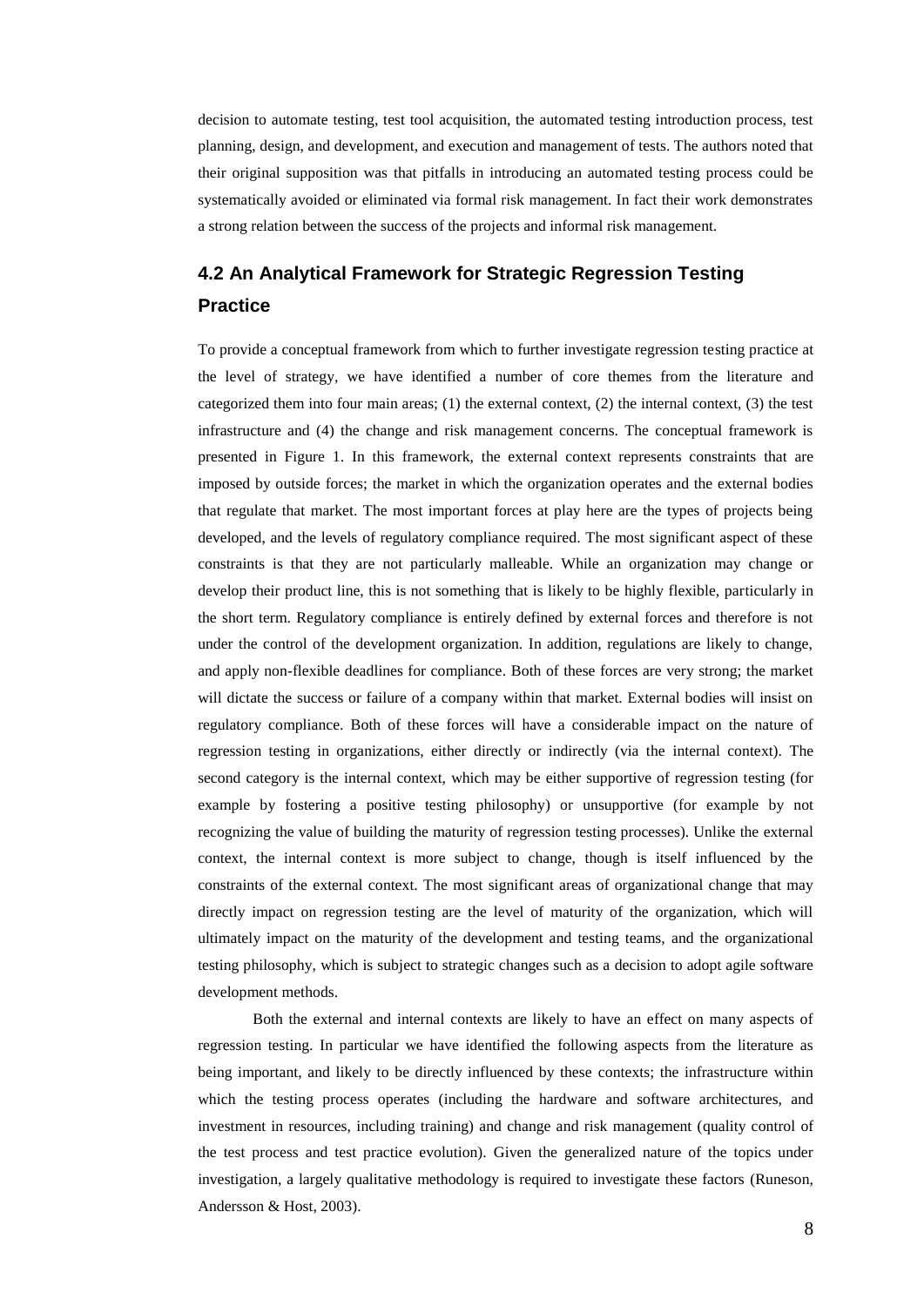decision to automate testing, test tool acquisition, the automated testing introduction process, test planning, design, and development, and execution and management of tests. The authors noted that their original supposition was that pitfalls in introducing an automated testing process could be systematically avoided or eliminated via formal risk management. In fact their work demonstrates a strong relation between the success of the projects and informal risk management.

## 4.2 An Analytical Framework for Strategic Regression Testing Practice

To provide a conceptual framework from which to further investigate regression testing practice at the level of strategy, we have identified a number of core themes from the literature and categorized them into four main areas; (1) the external context, (2) the internal context, (3) the test infrastructure and (4) the change and risk management concerns. The conceptual framework is presented in Figure 1. In this framework, the external context represents constraints that are imposed by outside forces; the market in which the organization operates and the external bodies that regulate that market. The most important forces at play here are the types of projects being developed, and the levels of regulatory compliance required. The most significant aspect of these constraints is that they are not particularly malleable. While an organization may change or develop their product line, this is not something that is likely to be highly flexible, particularly in the short term. Regulatory compliance is entirely defined by external forces and therefore is not under the control of the development organization. In addition, regulations are likely to change, and apply non-flexible deadlines for compliance. Both of these forces are very strong; the market will dictate the success or failure of a company within that market. External bodies will insist on regulatory compliance. Both of these forces will have a considerable impact on the nature of regression testing in organizations, either directly or indirectly (via the internal context). The second category is the internal context, which may be either supportive of regression testing (for example by fostering a positive testing philosophy) or unsupportive (for example by not recognizing the value of building the maturity of regression testing processes). Unlike the external context, the internal context is more subject to change, though is itself influenced by the constraints of the external context. The most significant areas of organizational change that may directly impact on regression testing are the level of maturity of the organization, which will ultimately impact on the maturity of the development and testing teams, and the organizational testing philosophy, which is subject to strategic changes such as a decision to adopt agile software development methods.

Both the external and internal contexts are likely to have an effect on many aspects of regression testing. In particular we have identified the following aspects from the literature as being important, and likely to be directly influenced by these contexts; the infrastructure within which the testing process operates (including the hardware and software architectures, and investment in resources, including training) and change and risk management (quality control of the test process and test practice evolution). Given the generalized nature of the topics under investigation, a largely qualitative methodology is required to investigate these factors (Runeson, Andersson & Host, 2003).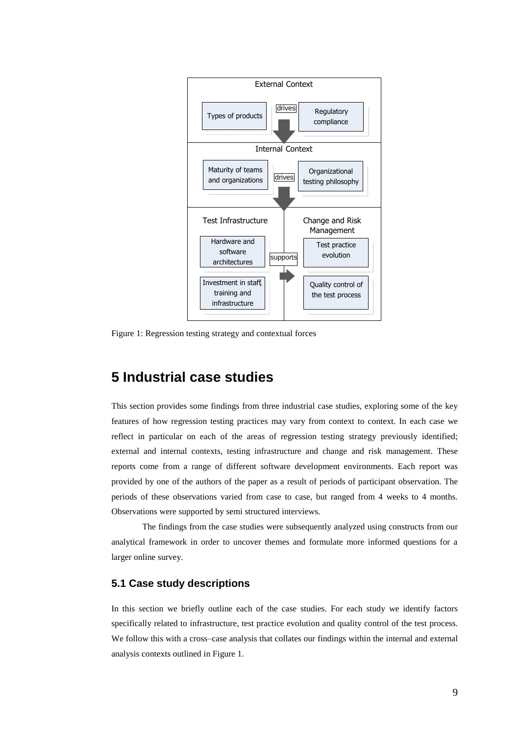Figure 1: Regression testing strategy and contextual forces

# 5 Industrial case studies

This section provides some findings from three industrial case studies, exploring some of the key features of how regression testing practices may vary from context to context. In each case we reflect in particular on each of the areas of regression testing strategy previously identified; external and internal contexts, testing infrastructure and change and risk management. These reports come from a range of different software development environments. Each report was provided by one of the authors of the paper as a result of periods of participant observation. The periods of these observations varied from case to case, but ranged from 4 weeks to 4 months. Observations were supported by semi structured interviews.

The findings from the case studies were subsequently analyzed using constructs from our analytical framework in order to uncover themes and formulate more informed questions for a larger online survey.

## 5.1 Case study descriptions

In this section we briefly outline each of the case studies. For each study we identify factors specifically related to infrastructure, test practice evolution and quality control of the test process. We follow this with a cross–case analysis that collates our findings within the internal and external analysis contexts outlined in Figure 1.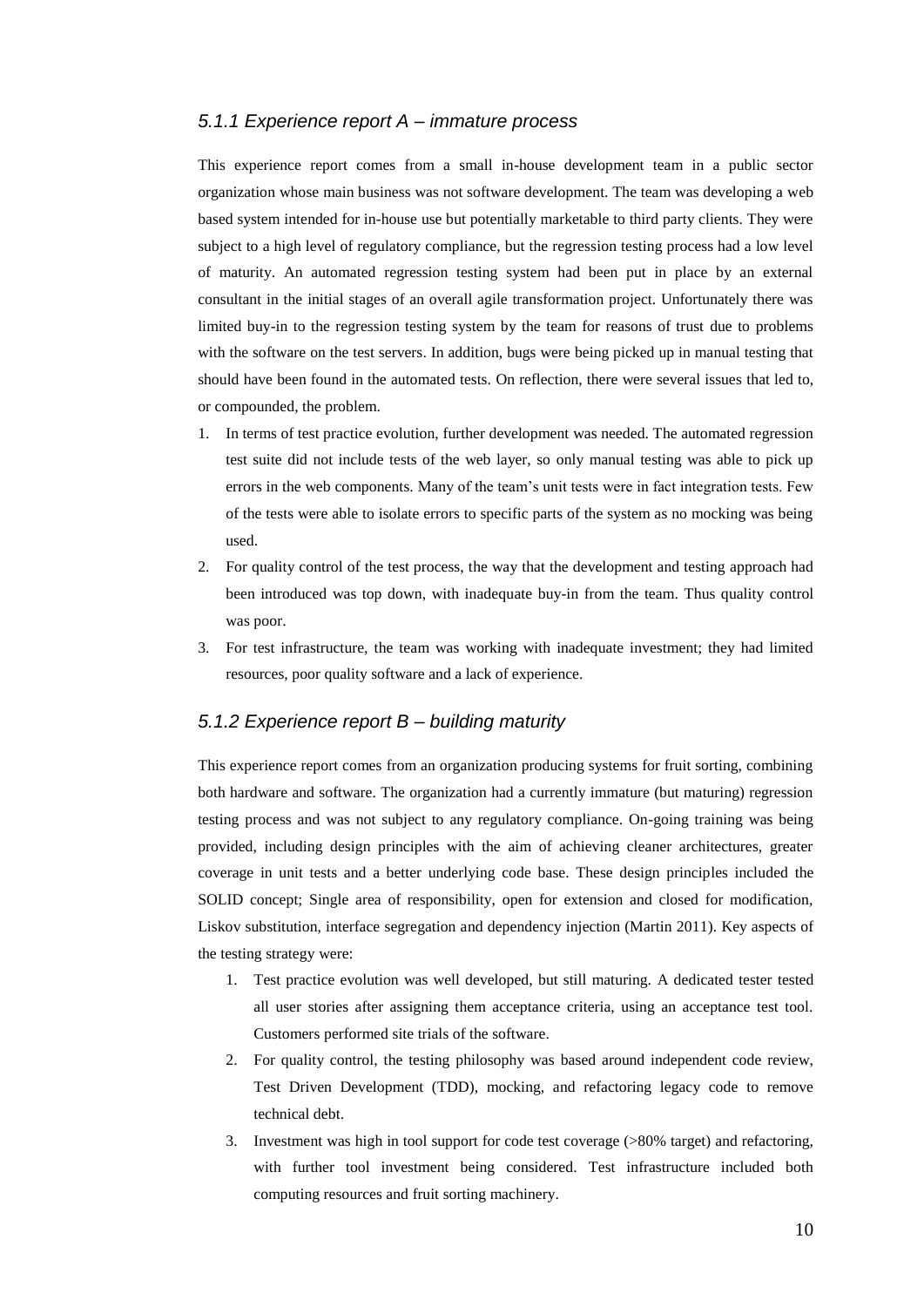### *5.1.1 Experience report A – immature process*

This experience report comes from a small in-house development team in a public sector organization whose main business was not software development. The team was developing a web based system intended for in-house use but potentially marketable to third party clients. They were subject to a high level of regulatory compliance, but the regression testing process had a low level of maturity. An automated regression testing system had been put in place by an external consultant in the initial stages of an overall agile transformation project. Unfortunately there was limited buy-in to the regression testing system by the team for reasons of trust due to problems with the software on the test servers. In addition, bugs were being picked up in manual testing that should have been found in the automated tests. On reflection, there were several issues that led to, or compounded, the problem.

1. In terms of test practice evolution, further development was needed. The automated regression test suite did not include tests of the web layer, so only manual testing was able to pick up errors in the web components. Many of the team's unit tests were in fact integration tests. Few of the tests were able to isolate errors to specific parts of the system as no mocking was being used.
2. For quality control of the test process, the way that the development and testing approach had been introduced was top down, with inadequate buy-in from the team. Thus quality control was poor.
3. For test infrastructure, the team was working with inadequate investment; they had limited resources, poor quality software and a lack of experience.

### *5.1.2 Experience report B – building maturity*

This experience report comes from an organization producing systems for fruit sorting, combining both hardware and software. The organization had a currently immature (but maturing) regression testing process and was not subject to any regulatory compliance. On-going training was being provided, including design principles with the aim of achieving cleaner architectures, greater coverage in unit tests and a better underlying code base. These design principles included the SOLID concept; Single area of responsibility, open for extension and closed for modification, Liskov substitution, interface segregation and dependency injection (Martin 2011). Key aspects of the testing strategy were:

1. Test practice evolution was well developed, but still maturing. A dedicated tester tested all user stories after assigning them acceptance criteria, using an acceptance test tool. Customers performed site trials of the software.
2. For quality control, the testing philosophy was based around independent code review, Test Driven Development (TDD), mocking, and refactoring legacy code to remove technical debt.
3. Investment was high in tool support for code test coverage (>80% target) and refactoring, with further tool investment being considered. Test infrastructure included both computing resources and fruit sorting machinery.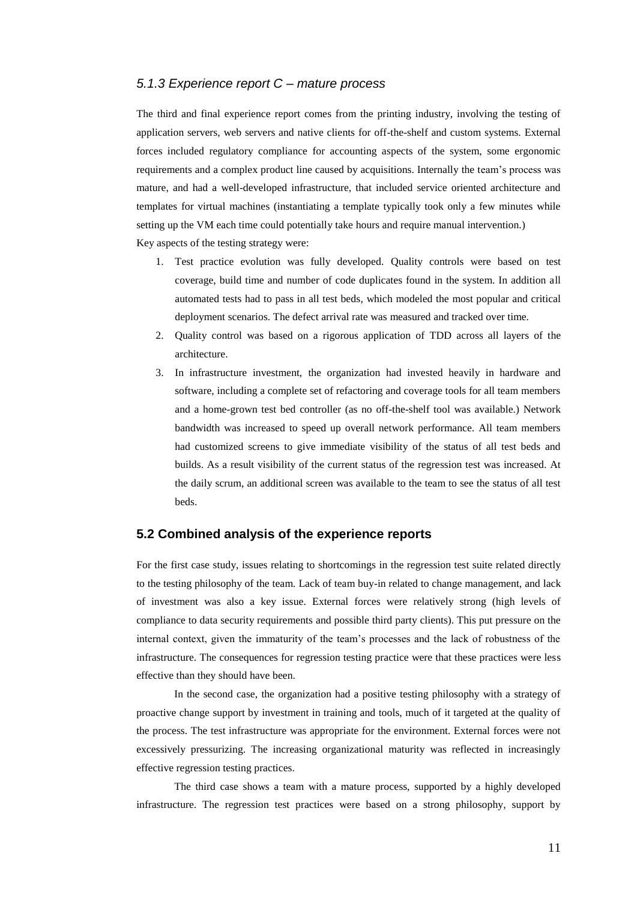### *5.1.3 Experience report C – mature process*

The third and final experience report comes from the printing industry, involving the testing of application servers, web servers and native clients for off-the-shelf and custom systems. External forces included regulatory compliance for accounting aspects of the system, some ergonomic requirements and a complex product line caused by acquisitions. Internally the team's process was mature, and had a well-developed infrastructure, that included service oriented architecture and templates for virtual machines (instantiating a template typically took only a few minutes while setting up the VM each time could potentially take hours and require manual intervention.)

Key aspects of the testing strategy were:

1. Test practice evolution was fully developed. Quality controls were based on test coverage, build time and number of code duplicates found in the system. In addition all automated tests had to pass in all test beds, which modeled the most popular and critical deployment scenarios. The defect arrival rate was measured and tracked over time.
2. Quality control was based on a rigorous application of TDD across all layers of the architecture.
3. In infrastructure investment, the organization had invested heavily in hardware and software, including a complete set of refactoring and coverage tools for all team members and a home-grown test bed controller (as no off-the-shelf tool was available.) Network bandwidth was increased to speed up overall network performance. All team members had customized screens to give immediate visibility of the status of all test beds and builds. As a result visibility of the current status of the regression test was increased. At the daily scrum, an additional screen was available to the team to see the status of all test beds.

## 5.2 Combined analysis of the experience reports

For the first case study, issues relating to shortcomings in the regression test suite related directly to the testing philosophy of the team. Lack of team buy-in related to change management, and lack of investment was also a key issue. External forces were relatively strong (high levels of compliance to data security requirements and possible third party clients). This put pressure on the internal context, given the immaturity of the team's processes and the lack of robustness of the infrastructure. The consequences for regression testing practice were that these practices were less effective than they should have been.

In the second case, the organization had a positive testing philosophy with a strategy of proactive change support by investment in training and tools, much of it targeted at the quality of the process. The test infrastructure was appropriate for the environment. External forces were not excessively pressurizing. The increasing organizational maturity was reflected in increasingly effective regression testing practices.

The third case shows a team with a mature process, supported by a highly developed infrastructure. The regression test practices were based on a strong philosophy, support by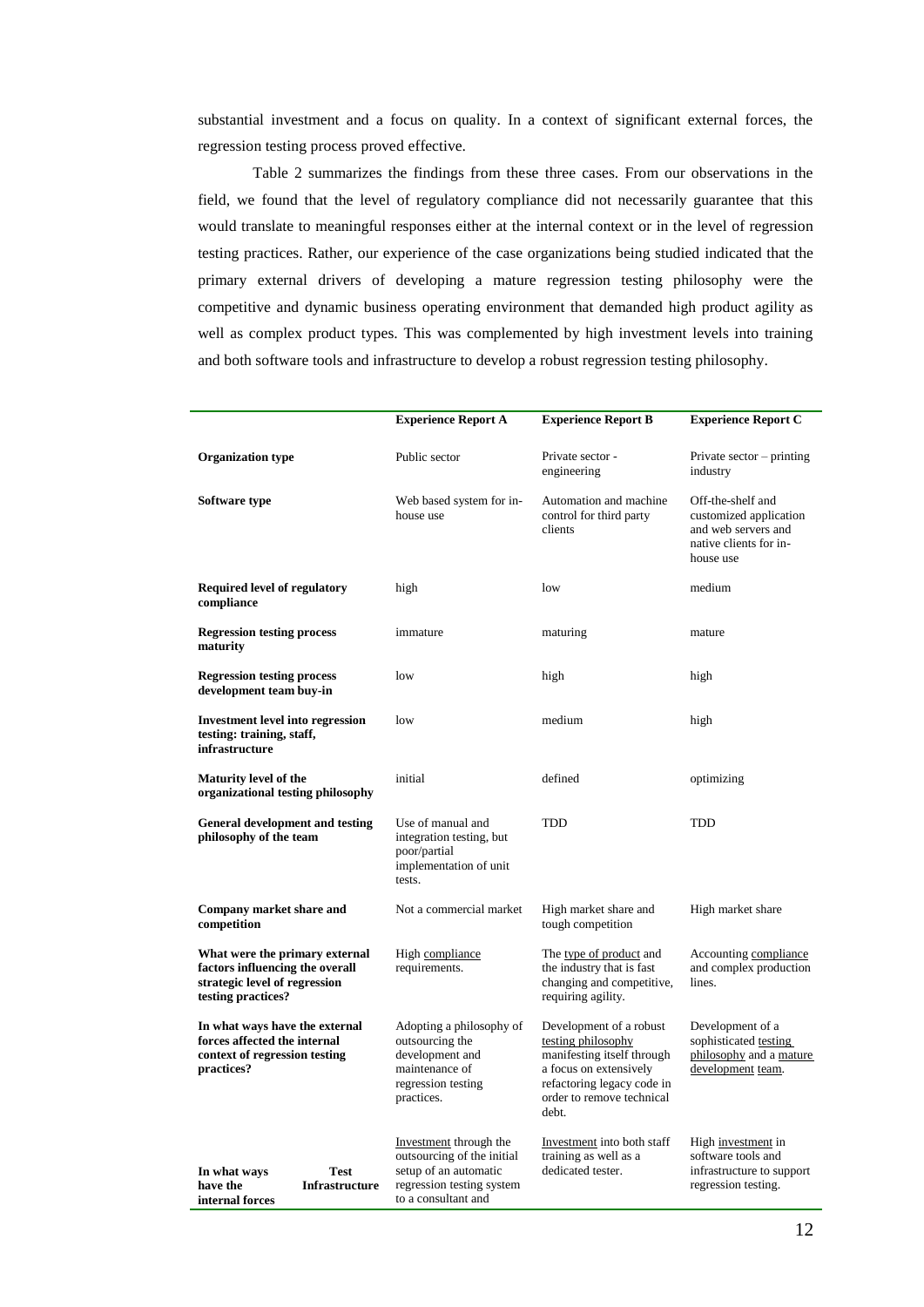substantial investment and a focus on quality. In a context of significant external forces, the regression testing process proved effective.

Table 2 summarizes the findings from these three cases. From our observations in the field, we found that the level of regulatory compliance did not necessarily guarantee that this would translate to meaningful responses either at the internal context or in the level of regression testing practices. Rather, our experience of the case organizations being studied indicated that the primary external drivers of developing a mature regression testing philosophy were the competitive and dynamic business operating environment that demanded high product agility as well as complex product types. This was complemented by high investment levels into training and both software tools and infrastructure to develop a robust regression testing philosophy.

| | **Experience Report A** | **Experience Report B** | **Experience Report C** |
|---|---|---|---|
| **Organization type** | Public sector | Private sector - engineering | Private sector – printing industry |
| **Software type** | Web based system for in-house use | Automation and machine control for third party clients | Off-the-shelf and customized application and web servers and native clients for in-house use |
| **Required level of regulatory compliance** | high | low | medium |
| **Regression testing process maturity** | immature | maturing | mature |
| **Regression testing process development team buy-in** | low | high | high |
| **Investment level into regression testing: training, staff, infrastructure** | low | medium | high |
| **Maturity level of the organizational testing philosophy** | initial | defined | optimizing |
| **General development and testing philosophy of the team** | Use of manual and integration testing, but poor/partial implementation of unit tests. | TDD | TDD |
| **Company market share and competition** | Not a commercial market | High market share and tough competition | High market share |
| **What were the primary external factors influencing the overall strategic level of regression testing practices?** | High compliance requirements. | The type of product and the industry that is fast changing and competitive, requiring agility. | Accounting compliance and complex production lines. |
| **In what ways have the external forces affected the internal context of regression testing practices?** | Adopting a philosophy of outsourcing the development and maintenance of regression testing practices. | Development of a robust testing philosophy manifesting itself through a focus on extensively refactoring legacy code in order to remove technical debt. | Development of a sophisticated testing philosophy and a mature development team. |
| **In what ways have the internal forces** — **Test Infrastructure** | Investment through the outsourcing of the initial setup of an automatic regression testing system to a consultant and | Investment into both staff training as well as a dedicated tester. | High investment in software tools and infrastructure to support regression testing. |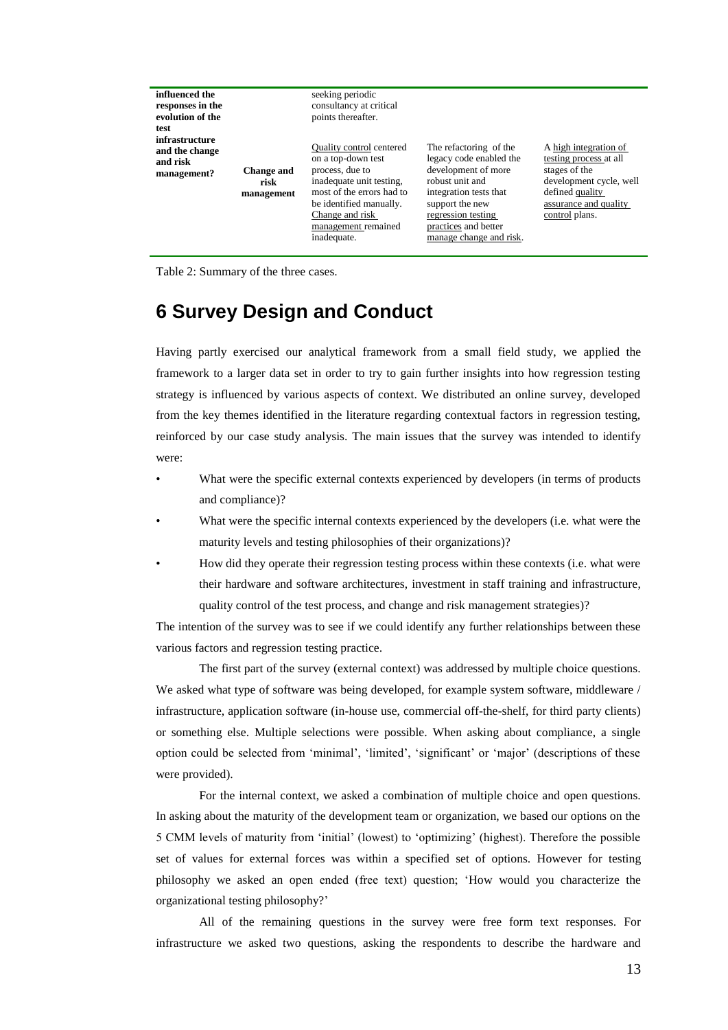| | | | | |
|---|---|---|---|---|
| **influenced the responses in the evolution of the test infrastructure and the change and risk management?** | | seeking periodic consultancy at critical points thereafter. | | |
| | **Change and risk management** | Quality control centered on a top-down test process, due to inadequate unit testing, most of the errors had to be identified manually. Change and risk management remained inadequate. | The refactoring of the legacy code enabled the development of more robust unit and integration tests that support the new regression testing practices and better manage change and risk. | A high integration of testing process at all stages of the development cycle, well defined quality assurance and quality control plans. |

Table 2: Summary of the three cases.

# 6 Survey Design and Conduct

Having partly exercised our analytical framework from a small field study, we applied the framework to a larger data set in order to try to gain further insights into how regression testing strategy is influenced by various aspects of context. We distributed an online survey, developed from the key themes identified in the literature regarding contextual factors in regression testing, reinforced by our case study analysis. The main issues that the survey was intended to identify were:

- What were the specific external contexts experienced by developers (in terms of products and compliance)?
- What were the specific internal contexts experienced by the developers (i.e. what were the maturity levels and testing philosophies of their organizations)?
- How did they operate their regression testing process within these contexts (i.e. what were their hardware and software architectures, investment in staff training and infrastructure, quality control of the test process, and change and risk management strategies)?

The intention of the survey was to see if we could identify any further relationships between these various factors and regression testing practice.

The first part of the survey (external context) was addressed by multiple choice questions. We asked what type of software was being developed, for example system software, middleware / infrastructure, application software (in-house use, commercial off-the-shelf, for third party clients) or something else. Multiple selections were possible. When asking about compliance, a single option could be selected from 'minimal', 'limited', 'significant' or 'major' (descriptions of these were provided).

For the internal context, we asked a combination of multiple choice and open questions. In asking about the maturity of the development team or organization, we based our options on the 5 CMM levels of maturity from 'initial' (lowest) to 'optimizing' (highest). Therefore the possible set of values for external forces was within a specified set of options. However for testing philosophy we asked an open ended (free text) question; 'How would you characterize the organizational testing philosophy?'

All of the remaining questions in the survey were free form text responses. For infrastructure we asked two questions, asking the respondents to describe the hardware and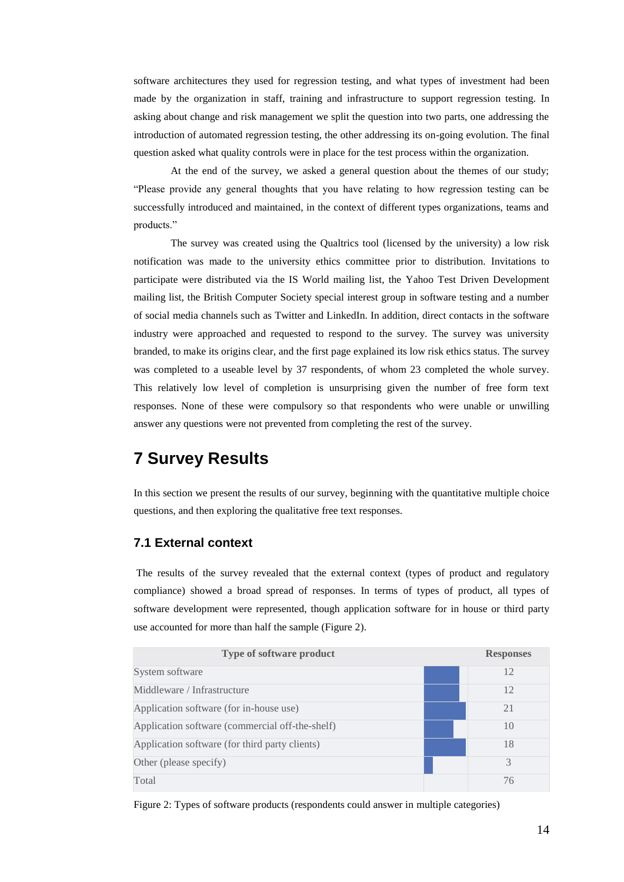software architectures they used for regression testing, and what types of investment had been made by the organization in staff, training and infrastructure to support regression testing. In asking about change and risk management we split the question into two parts, one addressing the introduction of automated regression testing, the other addressing its on-going evolution. The final question asked what quality controls were in place for the test process within the organization.

At the end of the survey, we asked a general question about the themes of our study; "Please provide any general thoughts that you have relating to how regression testing can be successfully introduced and maintained, in the context of different types organizations, teams and products."

The survey was created using the Qualtrics tool (licensed by the university) a low risk notification was made to the university ethics committee prior to distribution. Invitations to participate were distributed via the IS World mailing list, the Yahoo Test Driven Development mailing list, the British Computer Society special interest group in software testing and a number of social media channels such as Twitter and LinkedIn. In addition, direct contacts in the software industry were approached and requested to respond to the survey. The survey was university branded, to make its origins clear, and the first page explained its low risk ethics status. The survey was completed to a useable level by 37 respondents, of whom 23 completed the whole survey. This relatively low level of completion is unsurprising given the number of free form text responses. None of these were compulsory so that respondents who were unable or unwilling answer any questions were not prevented from completing the rest of the survey.

# 7 Survey Results

In this section we present the results of our survey, beginning with the quantitative multiple choice questions, and then exploring the qualitative free text responses.

## 7.1 External context

The results of the survey revealed that the external context (types of product and regulatory compliance) showed a broad spread of responses. In terms of types of product, all types of software development were represented, though application software for in house or third party use accounted for more than half the sample (Figure 2).

| Type of software product | Responses |
|---|---|
| System software | 12 |
| Middleware / Infrastructure | 12 |
| Application software (for in-house use) | 21 |
| Application software (commercial off-the-shelf) | 10 |
| Application software (for third party clients) | 18 |
| Other (please specify) | 3 |
| Total | 76 |

Figure 2: Types of software products (respondents could answer in multiple categories)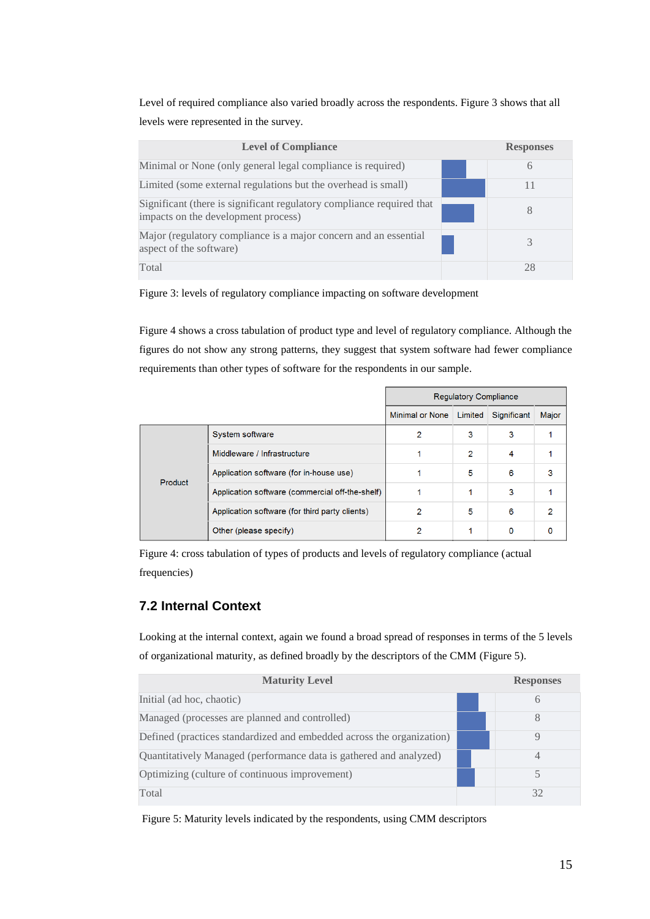Level of required compliance also varied broadly across the respondents. Figure 3 shows that all levels were represented in the survey.

| Level of Compliance | Responses |
|---|---|
| Minimal or None (only general legal compliance is required) | 6 |
| Limited (some external regulations but the overhead is small) | 11 |
| Significant (there is significant regulatory compliance required that impacts on the development process) | 8 |
| Major (regulatory compliance is a major concern and an essential aspect of the software) | 3 |
| Total | 28 |

Figure 3: levels of regulatory compliance impacting on software development

Figure 4 shows a cross tabulation of product type and level of regulatory compliance. Although the figures do not show any strong patterns, they suggest that system software had fewer compliance requirements than other types of software for the respondents in our sample.

| | | Regulatory Compliance | | | |
|---|---|---|---|---|---|
| | | Minimal or None | Limited | Significant | Major |
| Product | System software | 2 | 3 | 3 | 1 |
| | Middleware / Infrastructure | 1 | 2 | 4 | 1 |
| | Application software (for in-house use) | 1 | 5 | 6 | 3 |
| | Application software (commercial off-the-shelf) | 1 | 1 | 3 | 1 |
| | Application software (for third party clients) | 2 | 5 | 6 | 2 |
| | Other (please specify) | 2 | 1 | 0 | 0 |

Figure 4: cross tabulation of types of products and levels of regulatory compliance (actual frequencies)

## 7.2 Internal Context

Looking at the internal context, again we found a broad spread of responses in terms of the 5 levels of organizational maturity, as defined broadly by the descriptors of the CMM (Figure 5).

| Maturity Level | Responses |
|---|---|
| Initial (ad hoc, chaotic) | 6 |
| Managed (processes are planned and controlled) | 8 |
| Defined (practices standardized and embedded across the organization) | 9 |
| Quantitatively Managed (performance data is gathered and analyzed) | 4 |
| Optimizing (culture of continuous improvement) | 5 |
| Total | 32 |

Figure 5: Maturity levels indicated by the respondents, using CMM descriptors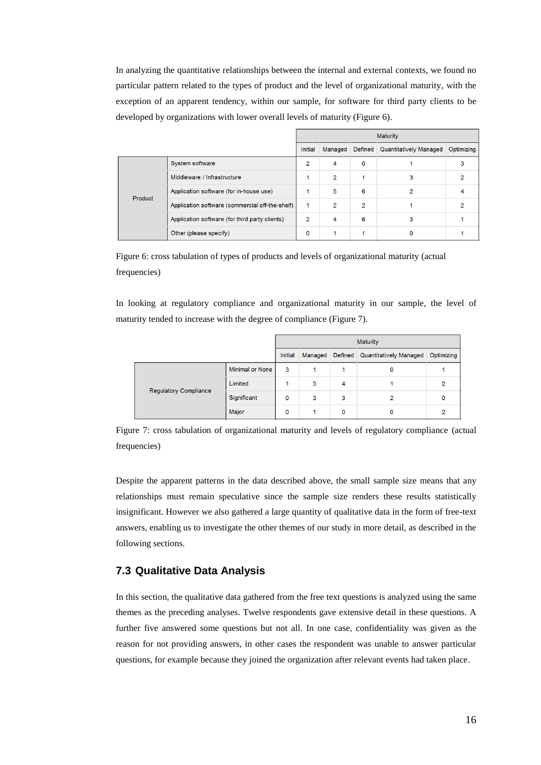In analyzing the quantitative relationships between the internal and external contexts, we found no particular pattern related to the types of product and the level of organizational maturity, with the exception of an apparent tendency, within our sample, for software for third party clients to be developed by organizations with lower overall levels of maturity (Figure 6).

| | | Maturity | | | | |
|---|---|---|---|---|---|---|
| | | Initial | Managed | Defined | Quantitatively Managed | Optimizing |
| Product | System software | 2 | 4 | 0 | 1 | 3 |
| | Middleware / Infrastructure | 1 | 2 | 1 | 3 | 2 |
| | Application software (for in-house use) | 1 | 5 | 6 | 2 | 4 |
| | Application software (commercial off-the-shelf) | 1 | 2 | 2 | 1 | 2 |
| | Application software (for third party clients) | 2 | 4 | 6 | 3 | 1 |
| | Other (please specify) | 0 | 1 | 1 | 0 | 1 |

Figure 6: cross tabulation of types of products and levels of organizational maturity (actual frequencies)

In looking at regulatory compliance and organizational maturity in our sample, the level of maturity tended to increase with the degree of compliance (Figure 7).

| | | Maturity | | | | |
|---|---|---|---|---|---|---|
| | | Initial | Managed | Defined | Quantitatively Managed | Optimizing |
| Regulatory Compliance | Minimal or None | 3 | 1 | 1 | 0 | 1 |
| | Limited | 1 | 3 | 4 | 1 | 2 |
| | Significant | 0 | 3 | 3 | 2 | 0 |
| | Major | 0 | 1 | 0 | 0 | 2 |

Figure 7: cross tabulation of organizational maturity and levels of regulatory compliance (actual frequencies)

Despite the apparent patterns in the data described above, the small sample size means that any relationships must remain speculative since the sample size renders these results statistically insignificant. However we also gathered a large quantity of qualitative data in the form of free-text answers, enabling us to investigate the other themes of our study in more detail, as described in the following sections.

## 7.3 Qualitative Data Analysis

In this section, the qualitative data gathered from the free text questions is analyzed using the same themes as the preceding analyses. Twelve respondents gave extensive detail in these questions. A further five answered some questions but not all. In one case, confidentiality was given as the reason for not providing answers, in other cases the respondent was unable to answer particular questions, for example because they joined the organization after relevant events had taken place.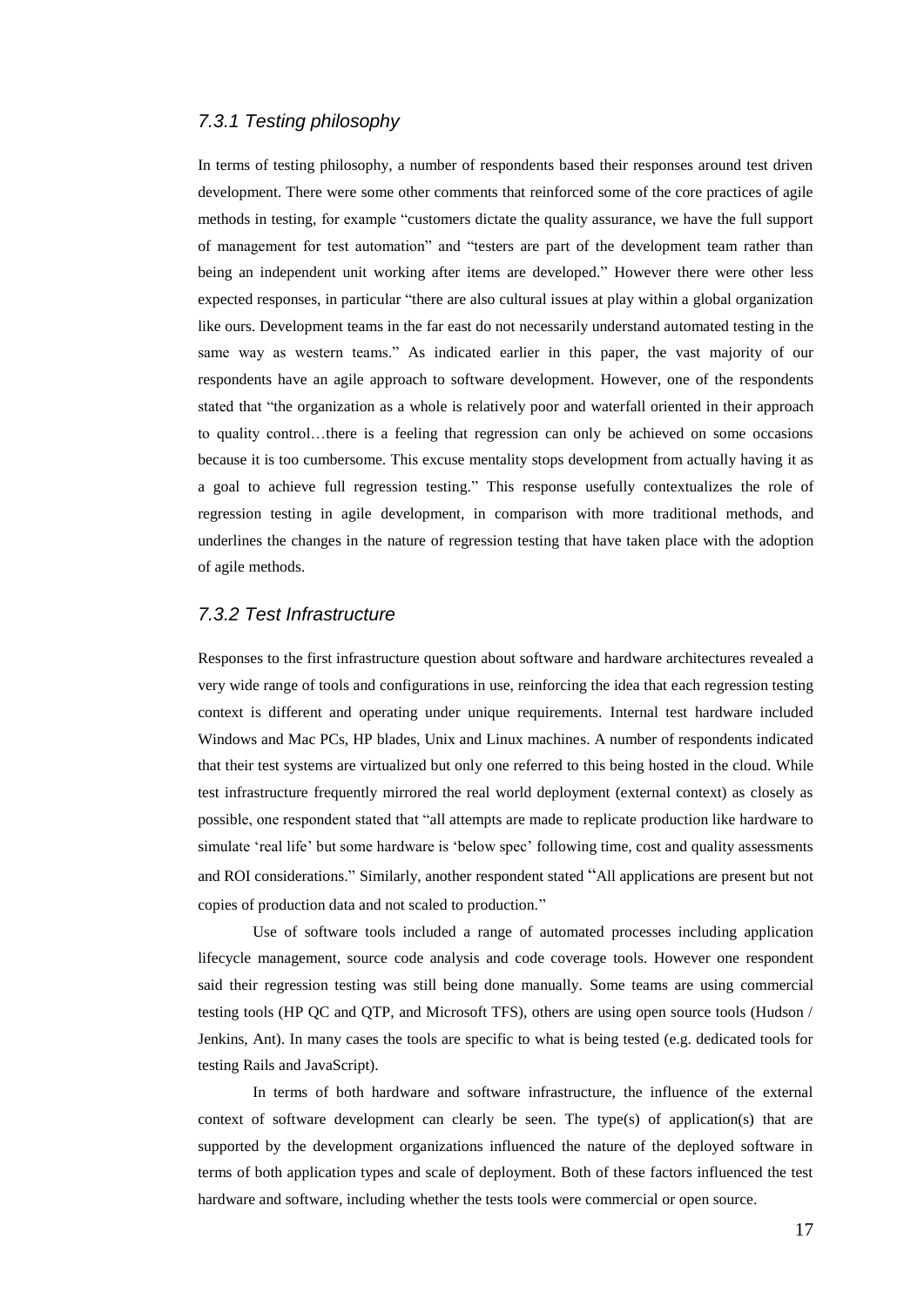### *7.3.1 Testing philosophy*

In terms of testing philosophy, a number of respondents based their responses around test driven development. There were some other comments that reinforced some of the core practices of agile methods in testing, for example "customers dictate the quality assurance, we have the full support of management for test automation" and "testers are part of the development team rather than being an independent unit working after items are developed." However there were other less expected responses, in particular "there are also cultural issues at play within a global organization like ours. Development teams in the far east do not necessarily understand automated testing in the same way as western teams." As indicated earlier in this paper, the vast majority of our respondents have an agile approach to software development. However, one of the respondents stated that "the organization as a whole is relatively poor and waterfall oriented in their approach to quality control…there is a feeling that regression can only be achieved on some occasions because it is too cumbersome. This excuse mentality stops development from actually having it as a goal to achieve full regression testing." This response usefully contextualizes the role of regression testing in agile development, in comparison with more traditional methods, and underlines the changes in the nature of regression testing that have taken place with the adoption of agile methods.

### *7.3.2 Test Infrastructure*

Responses to the first infrastructure question about software and hardware architectures revealed a very wide range of tools and configurations in use, reinforcing the idea that each regression testing context is different and operating under unique requirements. Internal test hardware included Windows and Mac PCs, HP blades, Unix and Linux machines. A number of respondents indicated that their test systems are virtualized but only one referred to this being hosted in the cloud. While test infrastructure frequently mirrored the real world deployment (external context) as closely as possible, one respondent stated that "all attempts are made to replicate production like hardware to simulate 'real life' but some hardware is 'below spec' following time, cost and quality assessments and ROI considerations." Similarly, another respondent stated "All applications are present but not copies of production data and not scaled to production."

Use of software tools included a range of automated processes including application lifecycle management, source code analysis and code coverage tools. However one respondent said their regression testing was still being done manually. Some teams are using commercial testing tools (HP QC and QTP, and Microsoft TFS), others are using open source tools (Hudson / Jenkins, Ant). In many cases the tools are specific to what is being tested (e.g. dedicated tools for testing Rails and JavaScript).

In terms of both hardware and software infrastructure, the influence of the external context of software development can clearly be seen. The type(s) of application(s) that are supported by the development organizations influenced the nature of the deployed software in terms of both application types and scale of deployment. Both of these factors influenced the test hardware and software, including whether the tests tools were commercial or open source.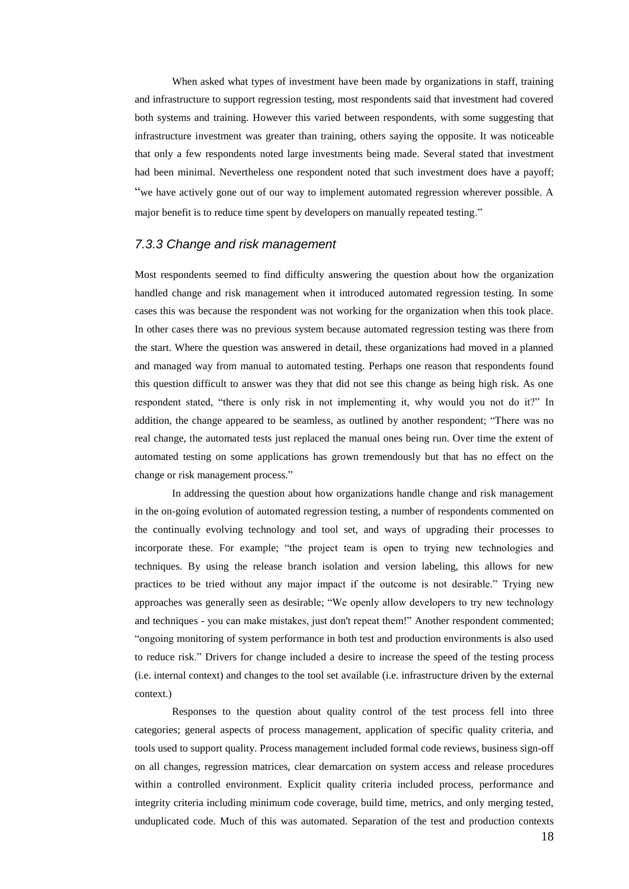When asked what types of investment have been made by organizations in staff, training and infrastructure to support regression testing, most respondents said that investment had covered both systems and training. However this varied between respondents, with some suggesting that infrastructure investment was greater than training, others saying the opposite. It was noticeable that only a few respondents noted large investments being made. Several stated that investment had been minimal. Nevertheless one respondent noted that such investment does have a payoff; "we have actively gone out of our way to implement automated regression wherever possible. A major benefit is to reduce time spent by developers on manually repeated testing."

### *7.3.3 Change and risk management*

Most respondents seemed to find difficulty answering the question about how the organization handled change and risk management when it introduced automated regression testing. In some cases this was because the respondent was not working for the organization when this took place. In other cases there was no previous system because automated regression testing was there from the start. Where the question was answered in detail, these organizations had moved in a planned and managed way from manual to automated testing. Perhaps one reason that respondents found this question difficult to answer was they that did not see this change as being high risk. As one respondent stated, "there is only risk in not implementing it, why would you not do it?" In addition, the change appeared to be seamless, as outlined by another respondent; "There was no real change, the automated tests just replaced the manual ones being run. Over time the extent of automated testing on some applications has grown tremendously but that has no effect on the change or risk management process."

In addressing the question about how organizations handle change and risk management in the on-going evolution of automated regression testing, a number of respondents commented on the continually evolving technology and tool set, and ways of upgrading their processes to incorporate these. For example; "the project team is open to trying new technologies and techniques. By using the release branch isolation and version labeling, this allows for new practices to be tried without any major impact if the outcome is not desirable." Trying new approaches was generally seen as desirable; "We openly allow developers to try new technology and techniques - you can make mistakes, just don't repeat them!" Another respondent commented; "ongoing monitoring of system performance in both test and production environments is also used to reduce risk." Drivers for change included a desire to increase the speed of the testing process (i.e. internal context) and changes to the tool set available (i.e. infrastructure driven by the external context.)

Responses to the question about quality control of the test process fell into three categories; general aspects of process management, application of specific quality criteria, and tools used to support quality. Process management included formal code reviews, business sign-off on all changes, regression matrices, clear demarcation on system access and release procedures within a controlled environment. Explicit quality criteria included process, performance and integrity criteria including minimum code coverage, build time, metrics, and only merging tested, unduplicated code. Much of this was automated. Separation of the test and production contexts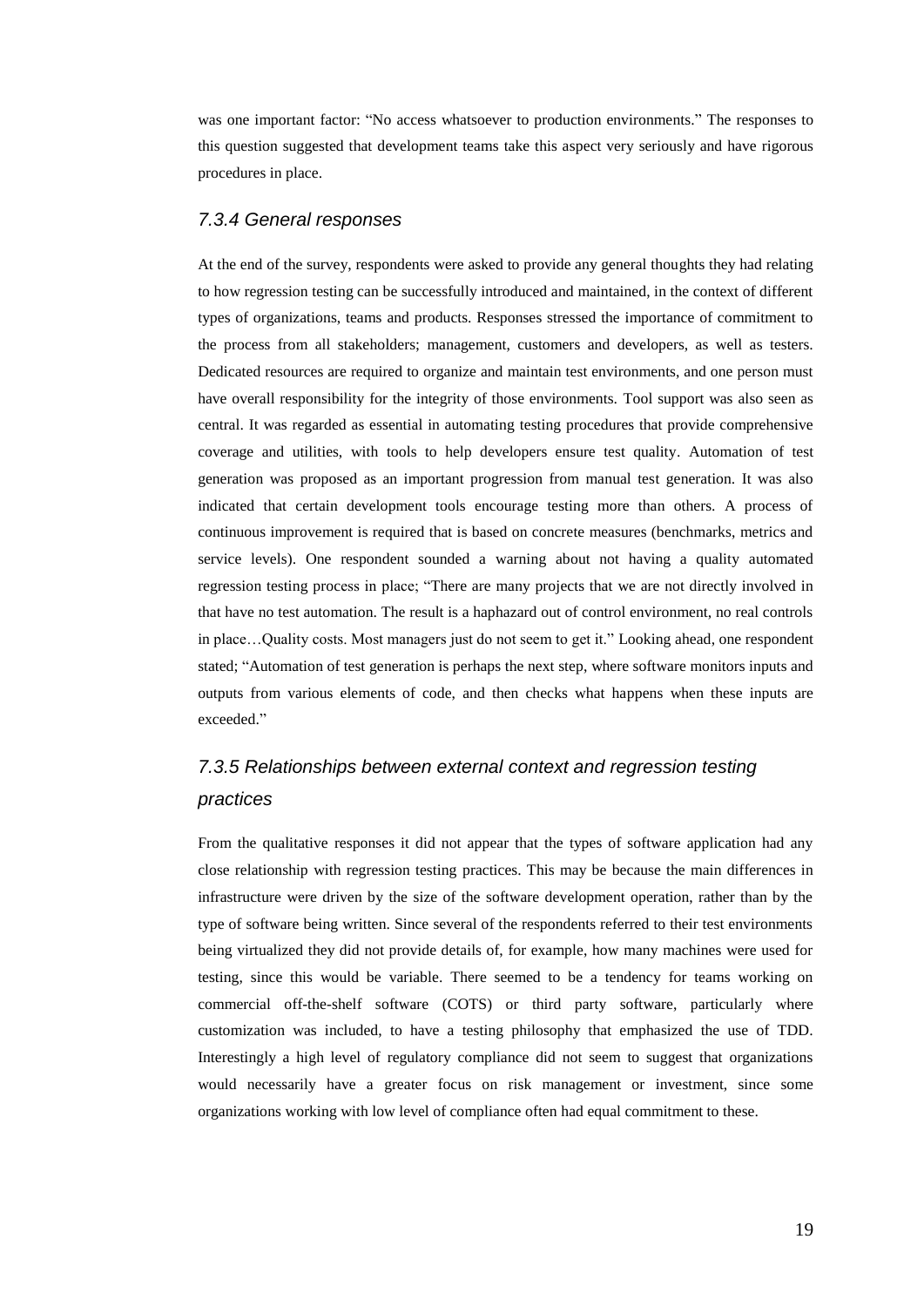was one important factor: “No access whatsoever to production environments.” The responses to this question suggested that development teams take this aspect very seriously and have rigorous procedures in place.

### *7.3.4 General responses*

At the end of the survey, respondents were asked to provide any general thoughts they had relating to how regression testing can be successfully introduced and maintained, in the context of different types of organizations, teams and products. Responses stressed the importance of commitment to the process from all stakeholders; management, customers and developers, as well as testers. Dedicated resources are required to organize and maintain test environments, and one person must have overall responsibility for the integrity of those environments. Tool support was also seen as central. It was regarded as essential in automating testing procedures that provide comprehensive coverage and utilities, with tools to help developers ensure test quality. Automation of test generation was proposed as an important progression from manual test generation. It was also indicated that certain development tools encourage testing more than others. A process of continuous improvement is required that is based on concrete measures (benchmarks, metrics and service levels). One respondent sounded a warning about not having a quality automated regression testing process in place; “There are many projects that we are not directly involved in that have no test automation. The result is a haphazard out of control environment, no real controls in place…Quality costs. Most managers just do not seem to get it.” Looking ahead, one respondent stated; “Automation of test generation is perhaps the next step, where software monitors inputs and outputs from various elements of code, and then checks what happens when these inputs are exceeded.”

### *7.3.5 Relationships between external context and regression testing practices*

From the qualitative responses it did not appear that the types of software application had any close relationship with regression testing practices. This may be because the main differences in infrastructure were driven by the size of the software development operation, rather than by the type of software being written. Since several of the respondents referred to their test environments being virtualized they did not provide details of, for example, how many machines were used for testing, since this would be variable. There seemed to be a tendency for teams working on commercial off-the-shelf software (COTS) or third party software, particularly where customization was included, to have a testing philosophy that emphasized the use of TDD. Interestingly a high level of regulatory compliance did not seem to suggest that organizations would necessarily have a greater focus on risk management or investment, since some organizations working with low level of compliance often had equal commitment to these.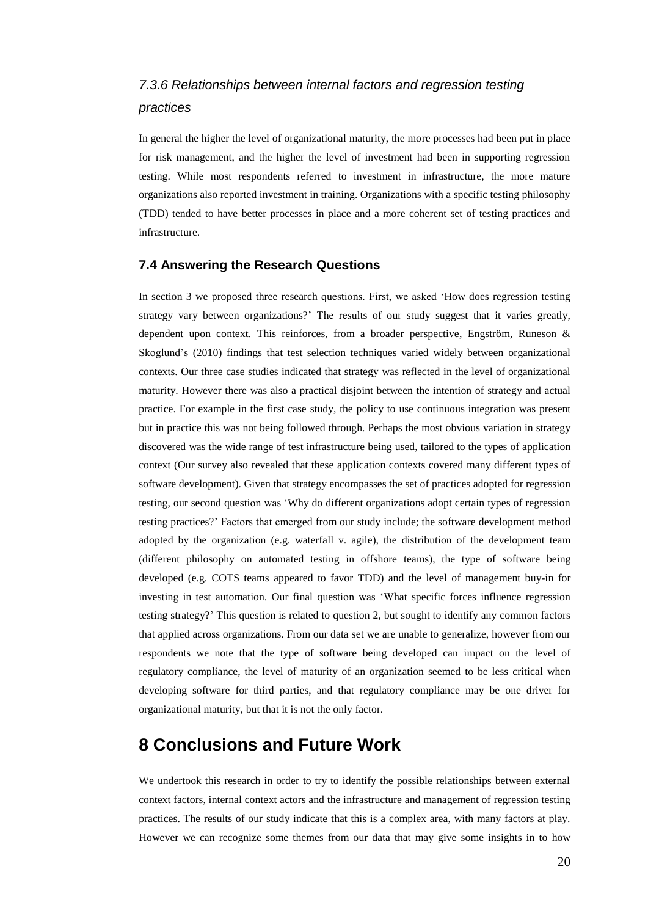### *7.3.6 Relationships between internal factors and regression testing practices*

In general the higher the level of organizational maturity, the more processes had been put in place for risk management, and the higher the level of investment had been in supporting regression testing. While most respondents referred to investment in infrastructure, the more mature organizations also reported investment in training. Organizations with a specific testing philosophy (TDD) tended to have better processes in place and a more coherent set of testing practices and infrastructure.

### 7.4 Answering the Research Questions

In section 3 we proposed three research questions. First, we asked 'How does regression testing strategy vary between organizations?' The results of our study suggest that it varies greatly, dependent upon context. This reinforces, from a broader perspective, Engström, Runeson & Skoglund's (2010) findings that test selection techniques varied widely between organizational contexts. Our three case studies indicated that strategy was reflected in the level of organizational maturity. However there was also a practical disjoint between the intention of strategy and actual practice. For example in the first case study, the policy to use continuous integration was present but in practice this was not being followed through. Perhaps the most obvious variation in strategy discovered was the wide range of test infrastructure being used, tailored to the types of application context (Our survey also revealed that these application contexts covered many different types of software development). Given that strategy encompasses the set of practices adopted for regression testing, our second question was 'Why do different organizations adopt certain types of regression testing practices?' Factors that emerged from our study include; the software development method adopted by the organization (e.g. waterfall v. agile), the distribution of the development team (different philosophy on automated testing in offshore teams), the type of software being developed (e.g. COTS teams appeared to favor TDD) and the level of management buy-in for investing in test automation. Our final question was 'What specific forces influence regression testing strategy?' This question is related to question 2, but sought to identify any common factors that applied across organizations. From our data set we are unable to generalize, however from our respondents we note that the type of software being developed can impact on the level of regulatory compliance, the level of maturity of an organization seemed to be less critical when developing software for third parties, and that regulatory compliance may be one driver for organizational maturity, but that it is not the only factor.

## 8 Conclusions and Future Work

We undertook this research in order to try to identify the possible relationships between external context factors, internal context actors and the infrastructure and management of regression testing practices. The results of our study indicate that this is a complex area, with many factors at play. However we can recognize some themes from our data that may give some insights in to how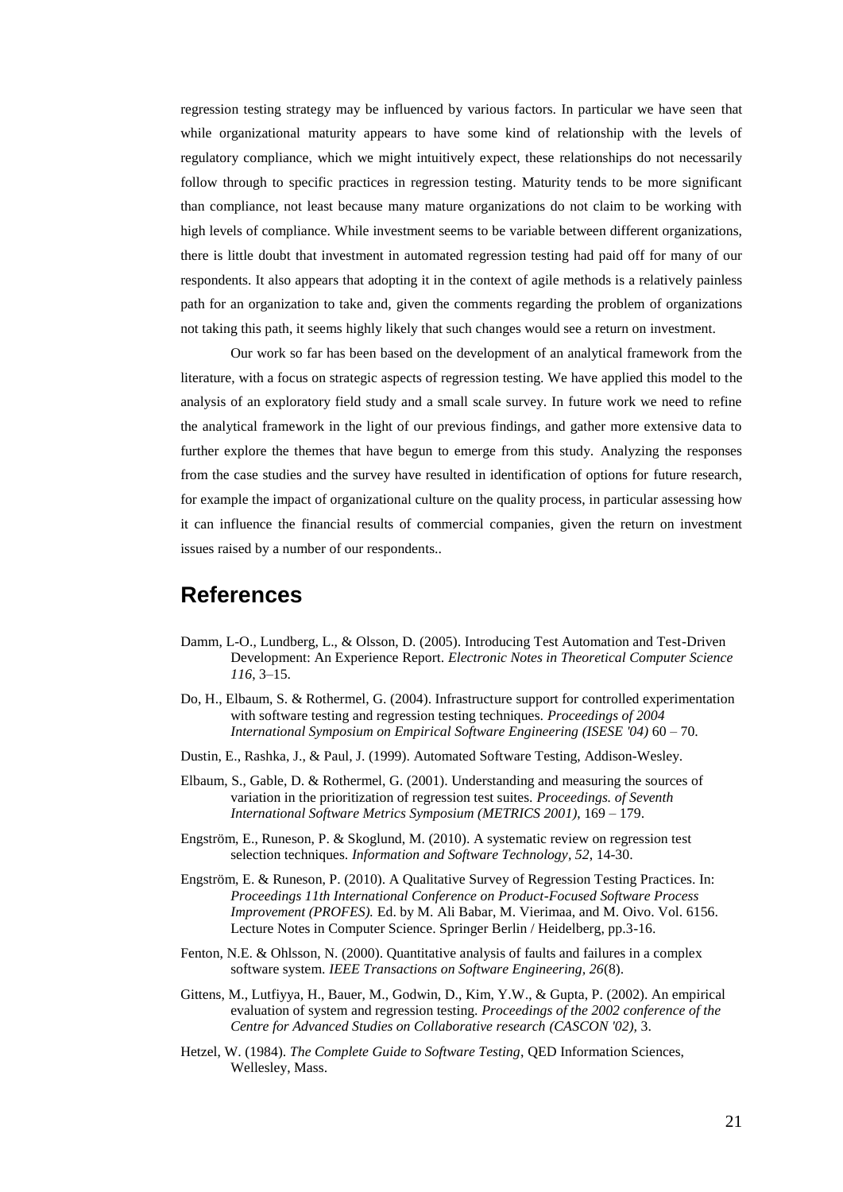regression testing strategy may be influenced by various factors. In particular we have seen that while organizational maturity appears to have some kind of relationship with the levels of regulatory compliance, which we might intuitively expect, these relationships do not necessarily follow through to specific practices in regression testing. Maturity tends to be more significant than compliance, not least because many mature organizations do not claim to be working with high levels of compliance. While investment seems to be variable between different organizations, there is little doubt that investment in automated regression testing had paid off for many of our respondents. It also appears that adopting it in the context of agile methods is a relatively painless path for an organization to take and, given the comments regarding the problem of organizations not taking this path, it seems highly likely that such changes would see a return on investment.

Our work so far has been based on the development of an analytical framework from the literature, with a focus on strategic aspects of regression testing. We have applied this model to the analysis of an exploratory field study and a small scale survey. In future work we need to refine the analytical framework in the light of our previous findings, and gather more extensive data to further explore the themes that have begun to emerge from this study. Analyzing the responses from the case studies and the survey have resulted in identification of options for future research, for example the impact of organizational culture on the quality process, in particular assessing how it can influence the financial results of commercial companies, given the return on investment issues raised by a number of our respondents..

# References

Damm, L-O., Lundberg, L., & Olsson, D. (2005). Introducing Test Automation and Test-Driven Development: An Experience Report. *Electronic Notes in Theoretical Computer Science 116*, 3–15.

Do, H., Elbaum, S. & Rothermel, G. (2004). Infrastructure support for controlled experimentation with software testing and regression testing techniques. *Proceedings of 2004 International Symposium on Empirical Software Engineering (ISESE '04)* 60 – 70.

Dustin, E., Rashka, J., & Paul, J. (1999). Automated Software Testing, Addison-Wesley.

Elbaum, S., Gable, D. & Rothermel, G. (2001). Understanding and measuring the sources of variation in the prioritization of regression test suites. *Proceedings. of Seventh International Software Metrics Symposium (METRICS 2001)*, 169 – 179.

Engström, E., Runeson, P. & Skoglund, M. (2010). A systematic review on regression test selection techniques. *Information and Software Technology, 52*, 14-30.

Engström, E. & Runeson, P. (2010). A Qualitative Survey of Regression Testing Practices. In: *Proceedings 11th International Conference on Product-Focused Software Process Improvement (PROFES).* Ed. by M. Ali Babar, M. Vierimaa, and M. Oivo. Vol. 6156. Lecture Notes in Computer Science. Springer Berlin / Heidelberg, pp.3-16.

Fenton, N.E. & Ohlsson, N. (2000). Quantitative analysis of faults and failures in a complex software system. *IEEE Transactions on Software Engineering, 26*(8).

Gittens, M., Lutfiyya, H., Bauer, M., Godwin, D., Kim, Y.W., & Gupta, P. (2002). An empirical evaluation of system and regression testing. *Proceedings of the 2002 conference of the Centre for Advanced Studies on Collaborative research (CASCON '02)*, 3.

Hetzel, W. (1984). *The Complete Guide to Software Testing*, QED Information Sciences, Wellesley, Mass.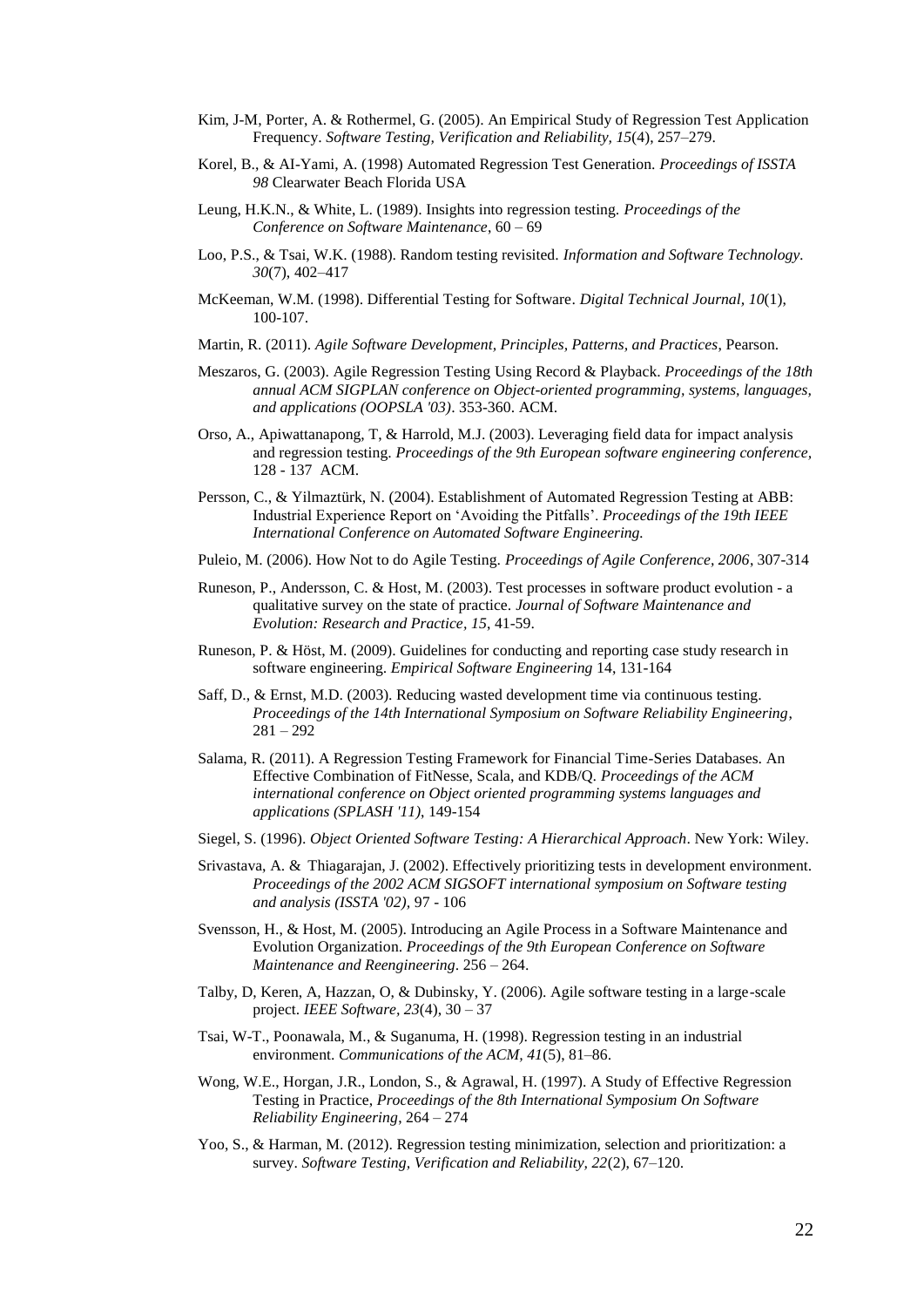Kim, J-M, Porter, A. & Rothermel, G. (2005). An Empirical Study of Regression Test Application Frequency. *Software Testing, Verification and Reliability, 15*(4), 257–279.

Korel, B., & AI-Yami, A. (1998) Automated Regression Test Generation. *Proceedings of ISSTA 98* Clearwater Beach Florida USA

Leung, H.K.N., & White, L. (1989). Insights into regression testing. *Proceedings of the Conference on Software Maintenance*, 60 – 69

Loo, P.S., & Tsai, W.K. (1988). Random testing revisited. *Information and Software Technology. 30*(7), 402–417

McKeeman, W.M. (1998). Differential Testing for Software. *Digital Technical Journal, 10*(1), 100-107.

Martin, R. (2011). *Agile Software Development, Principles, Patterns, and Practices*, Pearson.

Meszaros, G. (2003). Agile Regression Testing Using Record & Playback. *Proceedings of the 18th annual ACM SIGPLAN conference on Object-oriented programming, systems, languages, and applications (OOPSLA '03)*. 353-360. ACM.

Orso, A., Apiwattanapong, T, & Harrold, M.J. (2003). Leveraging field data for impact analysis and regression testing. *Proceedings of the 9th European software engineering conference,* 128 - 137 ACM.

Persson, C., & Yilmaztürk, N. (2004). Establishment of Automated Regression Testing at ABB: Industrial Experience Report on 'Avoiding the Pitfalls'. *Proceedings of the 19th IEEE International Conference on Automated Software Engineering.*

Puleio, M. (2006). How Not to do Agile Testing. *Proceedings of Agile Conference, 2006*, 307-314

Runeson, P., Andersson, C. & Host, M. (2003). Test processes in software product evolution - a qualitative survey on the state of practice. *Journal of Software Maintenance and Evolution: Research and Practice, 15*, 41-59.

Runeson, P. & Höst, M. (2009). Guidelines for conducting and reporting case study research in software engineering. *Empirical Software Engineering* 14, 131-164

Saff, D., & Ernst, M.D. (2003). Reducing wasted development time via continuous testing. *Proceedings of the 14th International Symposium on Software Reliability Engineering*, 281 – 292

Salama, R. (2011). A Regression Testing Framework for Financial Time-Series Databases. An Effective Combination of FitNesse, Scala, and KDB/Q. *Proceedings of the ACM international conference on Object oriented programming systems languages and applications (SPLASH '11)*, 149-154

Siegel, S. (1996). *Object Oriented Software Testing: A Hierarchical Approach*. New York: Wiley.

Srivastava, A. & Thiagarajan, J. (2002). Effectively prioritizing tests in development environment. *Proceedings of the 2002 ACM SIGSOFT international symposium on Software testing and analysis (ISSTA '02),* 97 - 106

Svensson, H., & Host, M. (2005). Introducing an Agile Process in a Software Maintenance and Evolution Organization. *Proceedings of the 9th European Conference on Software Maintenance and Reengineering*. 256 – 264.

Talby, D, Keren, A, Hazzan, O, & Dubinsky, Y. (2006). Agile software testing in a large-scale project. *IEEE Software, 23*(4), 30 – 37

Tsai, W-T., Poonawala, M., & Suganuma, H. (1998). Regression testing in an industrial environment. *Communications of the ACM, 41*(5), 81–86.

Wong, W.E., Horgan, J.R., London, S., & Agrawal, H. (1997). A Study of Effective Regression Testing in Practice, *Proceedings of the 8th International Symposium On Software Reliability Engineering*, 264 – 274

Yoo, S., & Harman, M. (2012). Regression testing minimization, selection and prioritization: a survey. *Software Testing, Verification and Reliability, 22*(2), 67–120.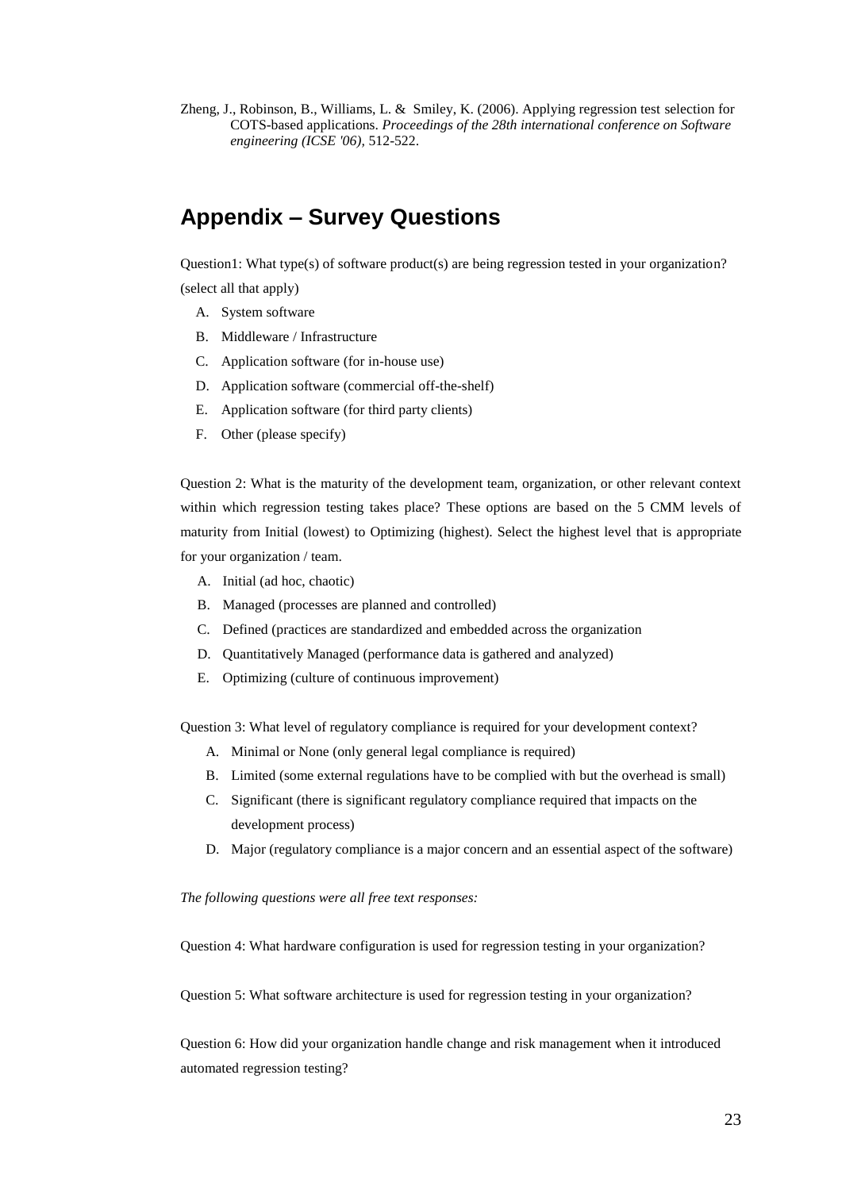Zheng, J., Robinson, B., Williams, L. & Smiley, K. (2006). Applying regression test selection for COTS-based applications. *Proceedings of the 28th international conference on Software engineering (ICSE '06)*, 512-522.

## Appendix – Survey Questions

Question1: What type(s) of software product(s) are being regression tested in your organization? (select all that apply)

A. System software
B. Middleware / Infrastructure
C. Application software (for in-house use)
D. Application software (commercial off-the-shelf)
E. Application software (for third party clients)
F. Other (please specify)

Question 2: What is the maturity of the development team, organization, or other relevant context within which regression testing takes place? These options are based on the 5 CMM levels of maturity from Initial (lowest) to Optimizing (highest). Select the highest level that is appropriate for your organization / team.

A. Initial (ad hoc, chaotic)
B. Managed (processes are planned and controlled)
C. Defined (practices are standardized and embedded across the organization
D. Quantitatively Managed (performance data is gathered and analyzed)
E. Optimizing (culture of continuous improvement)

Question 3: What level of regulatory compliance is required for your development context?

A. Minimal or None (only general legal compliance is required)
B. Limited (some external regulations have to be complied with but the overhead is small)
C. Significant (there is significant regulatory compliance required that impacts on the development process)
D. Major (regulatory compliance is a major concern and an essential aspect of the software)

*The following questions were all free text responses:*

Question 4: What hardware configuration is used for regression testing in your organization?

Question 5: What software architecture is used for regression testing in your organization?

Question 6: How did your organization handle change and risk management when it introduced automated regression testing?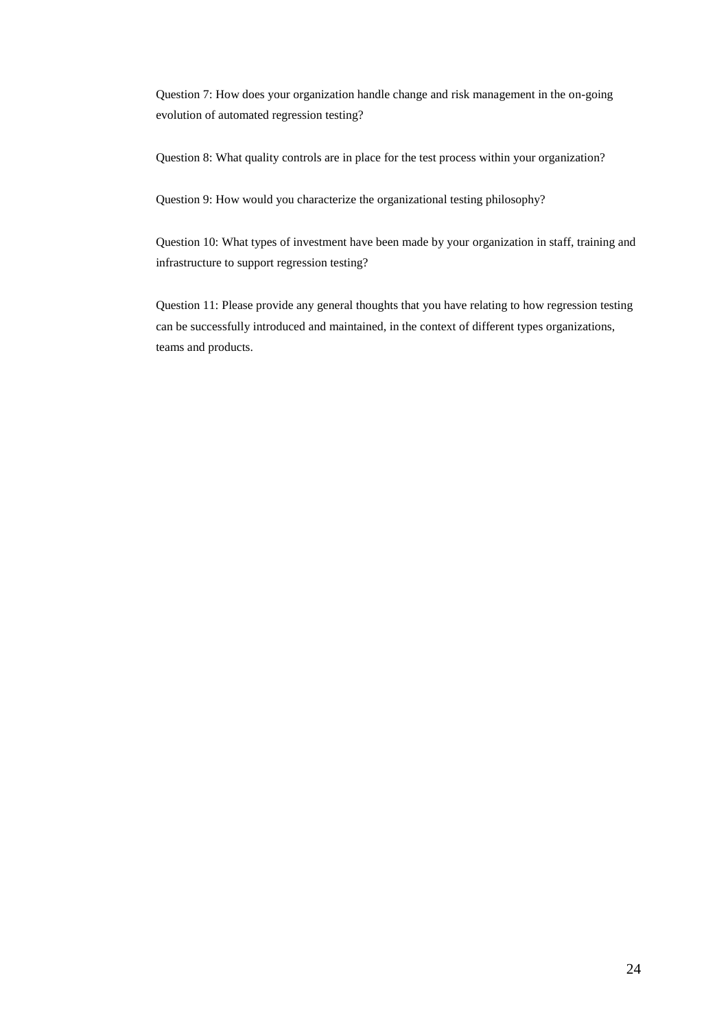Question 7: How does your organization handle change and risk management in the on-going evolution of automated regression testing?

Question 8: What quality controls are in place for the test process within your organization?

Question 9: How would you characterize the organizational testing philosophy?

Question 10: What types of investment have been made by your organization in staff, training and infrastructure to support regression testing?

Question 11: Please provide any general thoughts that you have relating to how regression testing can be successfully introduced and maintained, in the context of different types organizations, teams and products.